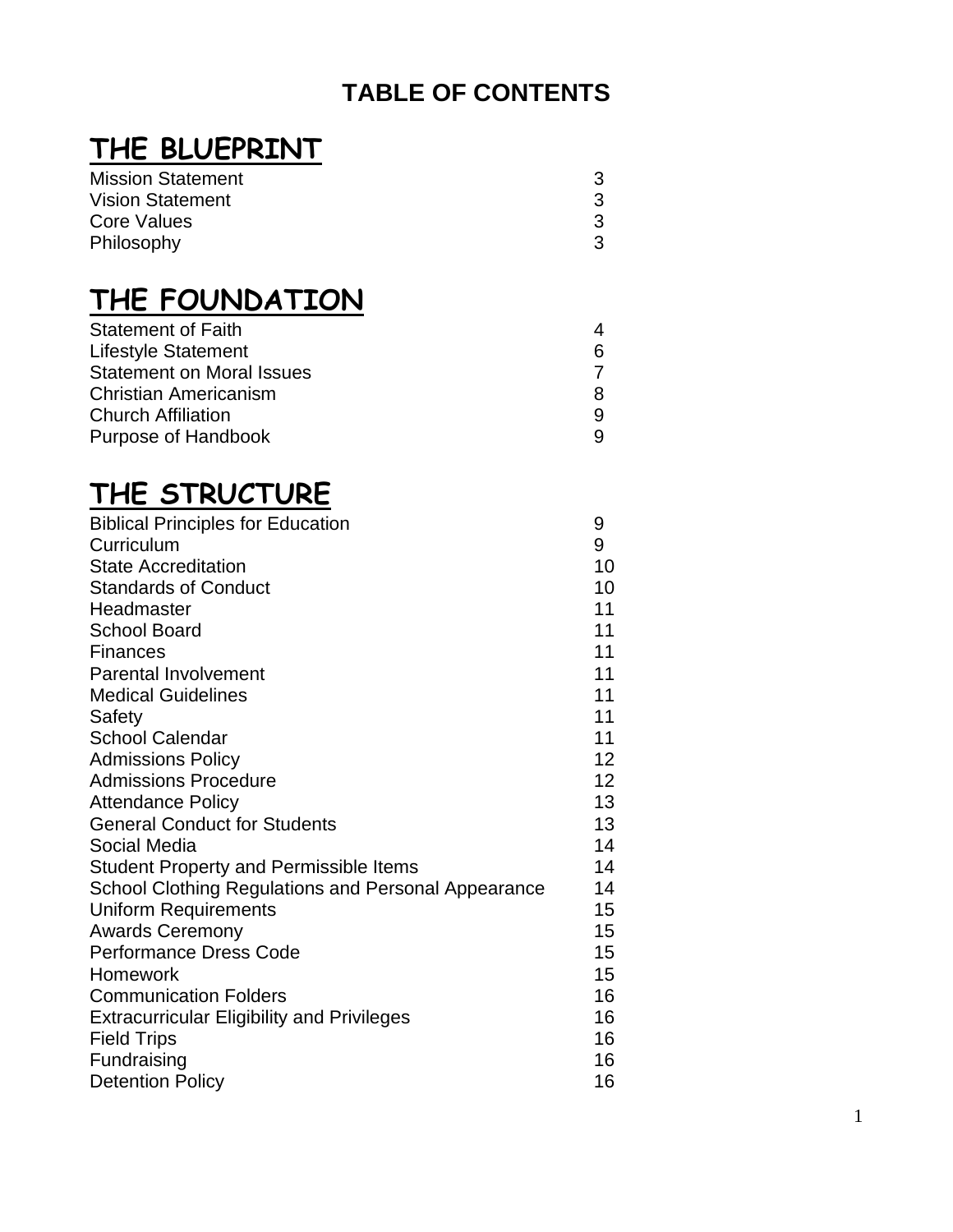# TABLE OF CONTENTS

## THE BLUEPRINT

| | |
|---|---|
| Mission Statement | 3 |
| Vision Statement | 3 |
| Core Values | 3 |
| Philosophy | 3 |

## THE FOUNDATION

| | |
|---|---|
| Statement of Faith | 4 |
| Lifestyle Statement | 6 |
| Statement on Moral Issues | 7 |
| Christian Americanism | 8 |
| Church Affiliation | 9 |
| Purpose of Handbook | 9 |

## THE STRUCTURE

| | |
|---|---|
| Biblical Principles for Education | 9 |
| Curriculum | 9 |
| State Accreditation | 10 |
| Standards of Conduct | 10 |
| Headmaster | 11 |
| School Board | 11 |
| Finances | 11 |
| Parental Involvement | 11 |
| Medical Guidelines | 11 |
| Safety | 11 |
| School Calendar | 11 |
| Admissions Policy | 12 |
| Admissions Procedure | 12 |
| Attendance Policy | 13 |
| General Conduct for Students | 13 |
| Social Media | 14 |
| Student Property and Permissible Items | 14 |
| School Clothing Regulations and Personal Appearance | 14 |
| Uniform Requirements | 15 |
| Awards Ceremony | 15 |
| Performance Dress Code | 15 |
| Homework | 15 |
| Communication Folders | 16 |
| Extracurricular Eligibility and Privileges | 16 |
| Field Trips | 16 |
| Fundraising | 16 |
| Detention Policy | 16 |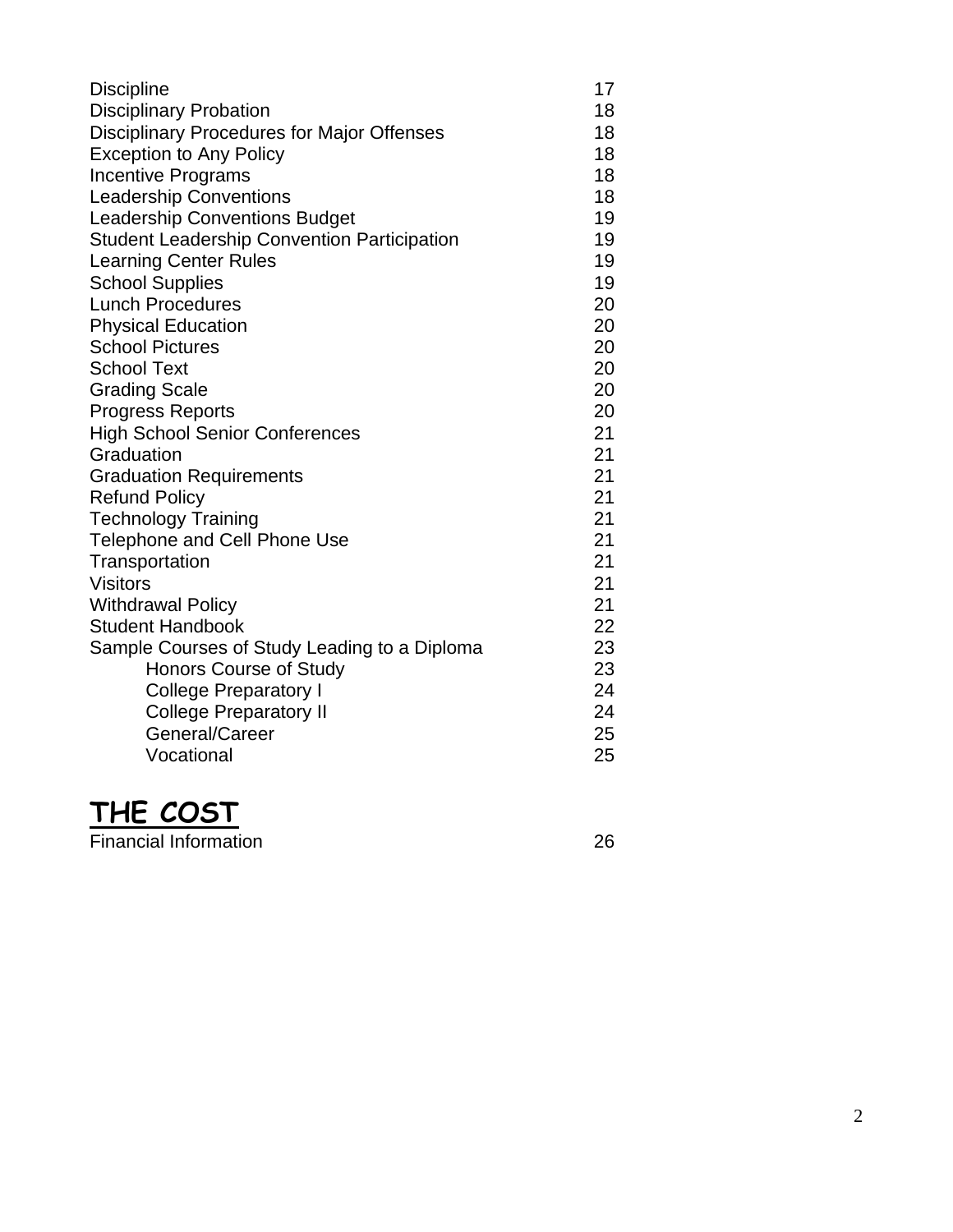| | |
|---|---|
| Discipline | 17 |
| Disciplinary Probation | 18 |
| Disciplinary Procedures for Major Offenses | 18 |
| Exception to Any Policy | 18 |
| Incentive Programs | 18 |
| Leadership Conventions | 18 |
| Leadership Conventions Budget | 19 |
| Student Leadership Convention Participation | 19 |
| Learning Center Rules | 19 |
| School Supplies | 19 |
| Lunch Procedures | 20 |
| Physical Education | 20 |
| School Pictures | 20 |
| School Text | 20 |
| Grading Scale | 20 |
| Progress Reports | 20 |
| High School Senior Conferences | 21 |
| Graduation | 21 |
| Graduation Requirements | 21 |
| Refund Policy | 21 |
| Technology Training | 21 |
| Telephone and Cell Phone Use | 21 |
| Transportation | 21 |
| Visitors | 21 |
| Withdrawal Policy | 21 |
| Student Handbook | 22 |
| Sample Courses of Study Leading to a Diploma | 23 |
| Honors Course of Study | 23 |
| College Preparatory I | 24 |
| College Preparatory II | 24 |
| General/Career | 25 |
| Vocational | 25 |

## THE COST

| | |
|---|---|
| Financial Information | 26 |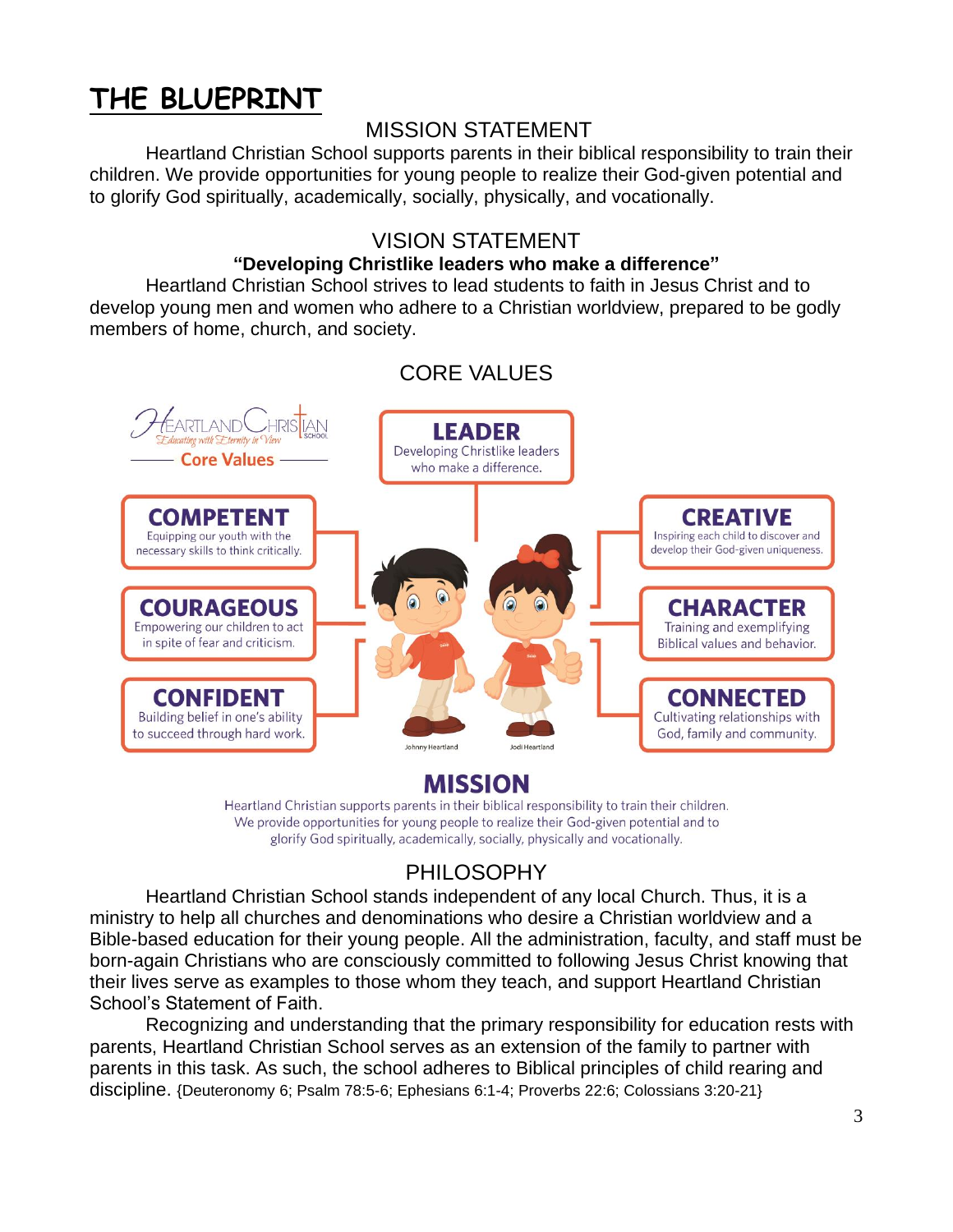# THE BLUEPRINT

## MISSION STATEMENT

Heartland Christian School supports parents in their biblical responsibility to train their children. We provide opportunities for young people to realize their God-given potential and to glorify God spiritually, academically, socially, physically, and vocationally.

## VISION STATEMENT

**"Developing Christlike leaders who make a difference"**

Heartland Christian School strives to lead students to faith in Jesus Christ and to develop young men and women who adhere to a Christian worldview, prepared to be godly members of home, church, and society.

## CORE VALUES

Heartland Christian School — Educating with Eternity in View — Core Values

**LEADER**
Developing Christlike leaders who make a difference.

**COMPETENT**
Equipping our youth with the necessary skills to think critically.

**COURAGEOUS**
Empowering our children to act in spite of fear and criticism.

**CONFIDENT**
Building belief in one's ability to succeed through hard work.

**CREATIVE**
Inspiring each child to discover and develop their God-given uniqueness.

**CHARACTER**
Training and exemplifying Biblical values and behavior.

**CONNECTED**
Cultivating relationships with God, family and community.

Johnny Heartland — Jodi Heartland

**MISSION**

Heartland Christian supports parents in their biblical responsibility to train their children. We provide opportunities for young people to realize their God-given potential and to glorify God spiritually, academically, socially, physically and vocationally.

## PHILOSOPHY

Heartland Christian School stands independent of any local Church. Thus, it is a ministry to help all churches and denominations who desire a Christian worldview and a Bible-based education for their young people. All the administration, faculty, and staff must be born-again Christians who are consciously committed to following Jesus Christ knowing that their lives serve as examples to those whom they teach, and support Heartland Christian School's Statement of Faith.

Recognizing and understanding that the primary responsibility for education rests with parents, Heartland Christian School serves as an extension of the family to partner with parents in this task. As such, the school adheres to Biblical principles of child rearing and discipline. {Deuteronomy 6; Psalm 78:5-6; Ephesians 6:1-4; Proverbs 22:6; Colossians 3:20-21}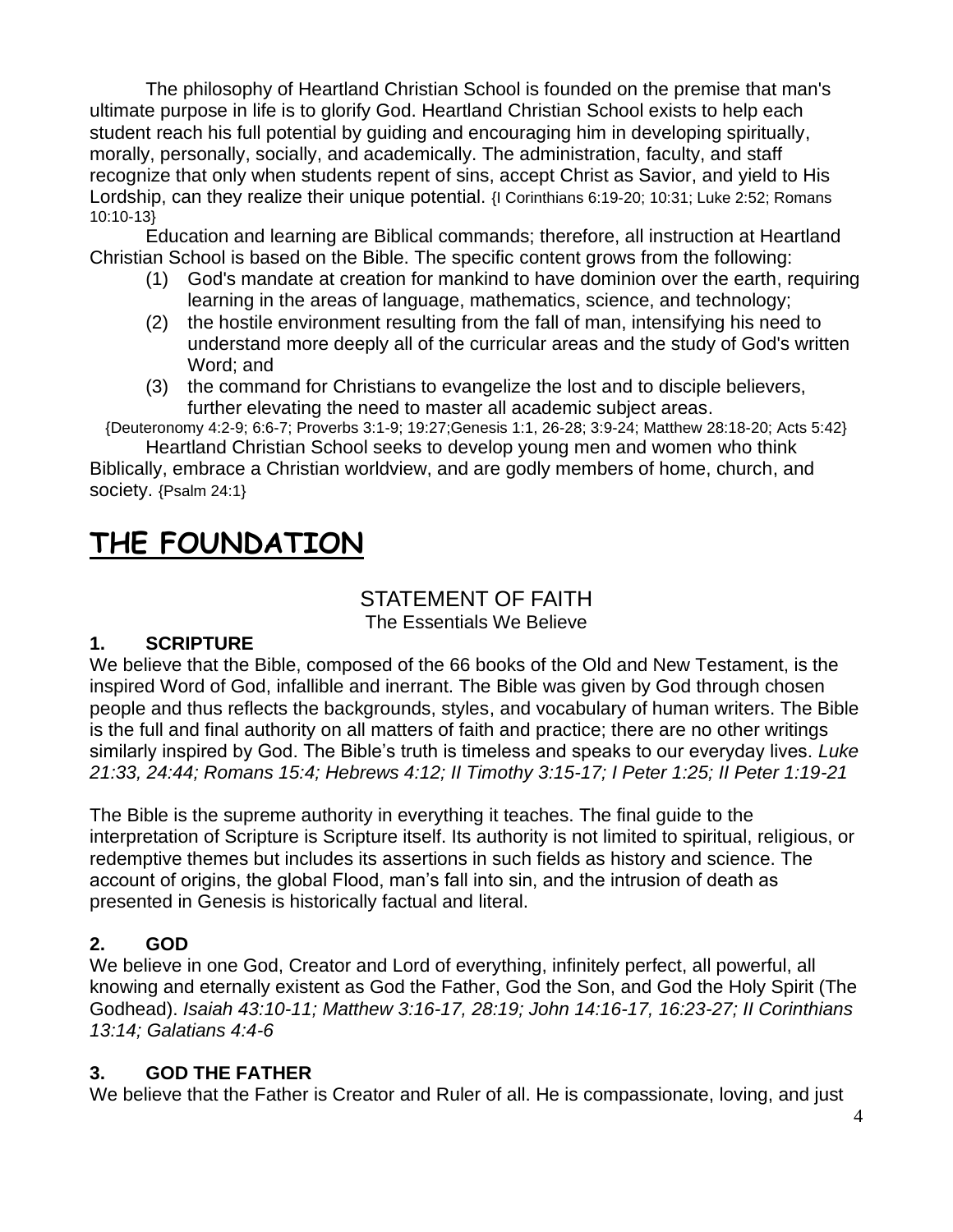The philosophy of Heartland Christian School is founded on the premise that man's ultimate purpose in life is to glorify God. Heartland Christian School exists to help each student reach his full potential by guiding and encouraging him in developing spiritually, morally, personally, socially, and academically. The administration, faculty, and staff recognize that only when students repent of sins, accept Christ as Savior, and yield to His Lordship, can they realize their unique potential. {I Corinthians 6:19-20; 10:31; Luke 2:52; Romans 10:10-13}

Education and learning are Biblical commands; therefore, all instruction at Heartland Christian School is based on the Bible. The specific content grows from the following:

(1) God's mandate at creation for mankind to have dominion over the earth, requiring learning in the areas of language, mathematics, science, and technology;

(2) the hostile environment resulting from the fall of man, intensifying his need to understand more deeply all of the curricular areas and the study of God's written Word; and

(3) the command for Christians to evangelize the lost and to disciple believers, further elevating the need to master all academic subject areas.

{Deuteronomy 4:2-9; 6:6-7; Proverbs 3:1-9; 19:27;Genesis 1:1, 26-28; 3:9-24; Matthew 28:18-20; Acts 5:42}

Heartland Christian School seeks to develop young men and women who think Biblically, embrace a Christian worldview, and are godly members of home, church, and society. {Psalm 24:1}

# THE FOUNDATION

## STATEMENT OF FAITH

The Essentials We Believe

### 1. SCRIPTURE

We believe that the Bible, composed of the 66 books of the Old and New Testament, is the inspired Word of God, infallible and inerrant. The Bible was given by God through chosen people and thus reflects the backgrounds, styles, and vocabulary of human writers. The Bible is the full and final authority on all matters of faith and practice; there are no other writings similarly inspired by God. The Bible's truth is timeless and speaks to our everyday lives. *Luke 21:33, 24:44; Romans 15:4; Hebrews 4:12; II Timothy 3:15-17; I Peter 1:25; II Peter 1:19-21*

The Bible is the supreme authority in everything it teaches. The final guide to the interpretation of Scripture is Scripture itself. Its authority is not limited to spiritual, religious, or redemptive themes but includes its assertions in such fields as history and science. The account of origins, the global Flood, man's fall into sin, and the intrusion of death as presented in Genesis is historically factual and literal.

### 2. GOD

We believe in one God, Creator and Lord of everything, infinitely perfect, all powerful, all knowing and eternally existent as God the Father, God the Son, and God the Holy Spirit (The Godhead). *Isaiah 43:10-11; Matthew 3:16-17, 28:19; John 14:16-17, 16:23-27; II Corinthians 13:14; Galatians 4:4-6*

### 3. GOD THE FATHER

We believe that the Father is Creator and Ruler of all. He is compassionate, loving, and just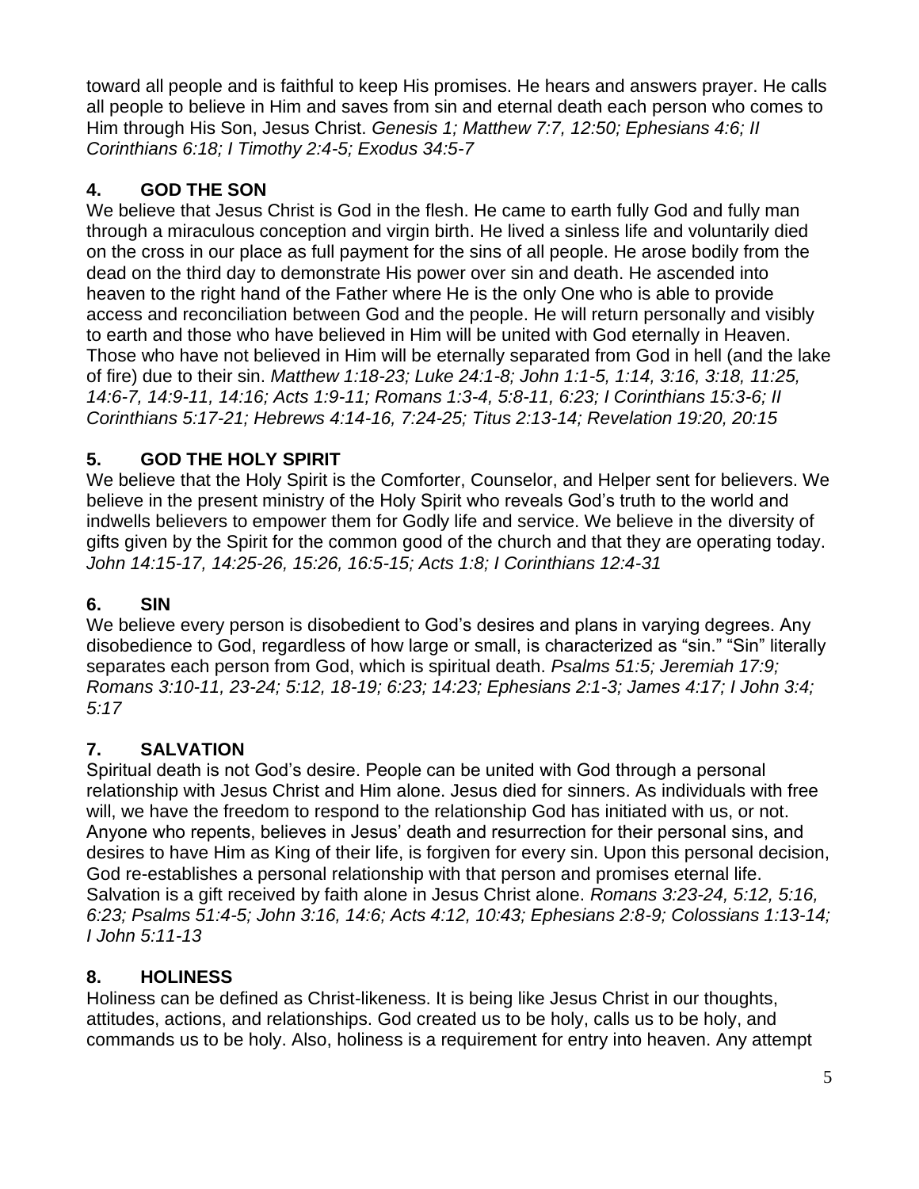toward all people and is faithful to keep His promises. He hears and answers prayer. He calls all people to believe in Him and saves from sin and eternal death each person who comes to Him through His Son, Jesus Christ. *Genesis 1; Matthew 7:7, 12:50; Ephesians 4:6; II Corinthians 6:18; I Timothy 2:4-5; Exodus 34:5-7*

## 4. GOD THE SON

We believe that Jesus Christ is God in the flesh. He came to earth fully God and fully man through a miraculous conception and virgin birth. He lived a sinless life and voluntarily died on the cross in our place as full payment for the sins of all people. He arose bodily from the dead on the third day to demonstrate His power over sin and death. He ascended into heaven to the right hand of the Father where He is the only One who is able to provide access and reconciliation between God and the people. He will return personally and visibly to earth and those who have believed in Him will be united with God eternally in Heaven. Those who have not believed in Him will be eternally separated from God in hell (and the lake of fire) due to their sin. *Matthew 1:18-23; Luke 24:1-8; John 1:1-5, 1:14, 3:16, 3:18, 11:25, 14:6-7, 14:9-11, 14:16; Acts 1:9-11; Romans 1:3-4, 5:8-11, 6:23; I Corinthians 15:3-6; II Corinthians 5:17-21; Hebrews 4:14-16, 7:24-25; Titus 2:13-14; Revelation 19:20, 20:15*

## 5. GOD THE HOLY SPIRIT

We believe that the Holy Spirit is the Comforter, Counselor, and Helper sent for believers. We believe in the present ministry of the Holy Spirit who reveals God's truth to the world and indwells believers to empower them for Godly life and service. We believe in the diversity of gifts given by the Spirit for the common good of the church and that they are operating today. *John 14:15-17, 14:25-26, 15:26, 16:5-15; Acts 1:8; I Corinthians 12:4-31*

## 6. SIN

We believe every person is disobedient to God's desires and plans in varying degrees. Any disobedience to God, regardless of how large or small, is characterized as "sin." "Sin" literally separates each person from God, which is spiritual death. *Psalms 51:5; Jeremiah 17:9; Romans 3:10-11, 23-24; 5:12, 18-19; 6:23; 14:23; Ephesians 2:1-3; James 4:17; I John 3:4; 5:17*

## 7. SALVATION

Spiritual death is not God's desire. People can be united with God through a personal relationship with Jesus Christ and Him alone. Jesus died for sinners. As individuals with free will, we have the freedom to respond to the relationship God has initiated with us, or not. Anyone who repents, believes in Jesus' death and resurrection for their personal sins, and desires to have Him as King of their life, is forgiven for every sin. Upon this personal decision, God re-establishes a personal relationship with that person and promises eternal life. Salvation is a gift received by faith alone in Jesus Christ alone. *Romans 3:23-24, 5:12, 5:16, 6:23; Psalms 51:4-5; John 3:16, 14:6; Acts 4:12, 10:43; Ephesians 2:8-9; Colossians 1:13-14; I John 5:11-13*

## 8. HOLINESS

Holiness can be defined as Christ-likeness. It is being like Jesus Christ in our thoughts, attitudes, actions, and relationships. God created us to be holy, calls us to be holy, and commands us to be holy. Also, holiness is a requirement for entry into heaven. Any attempt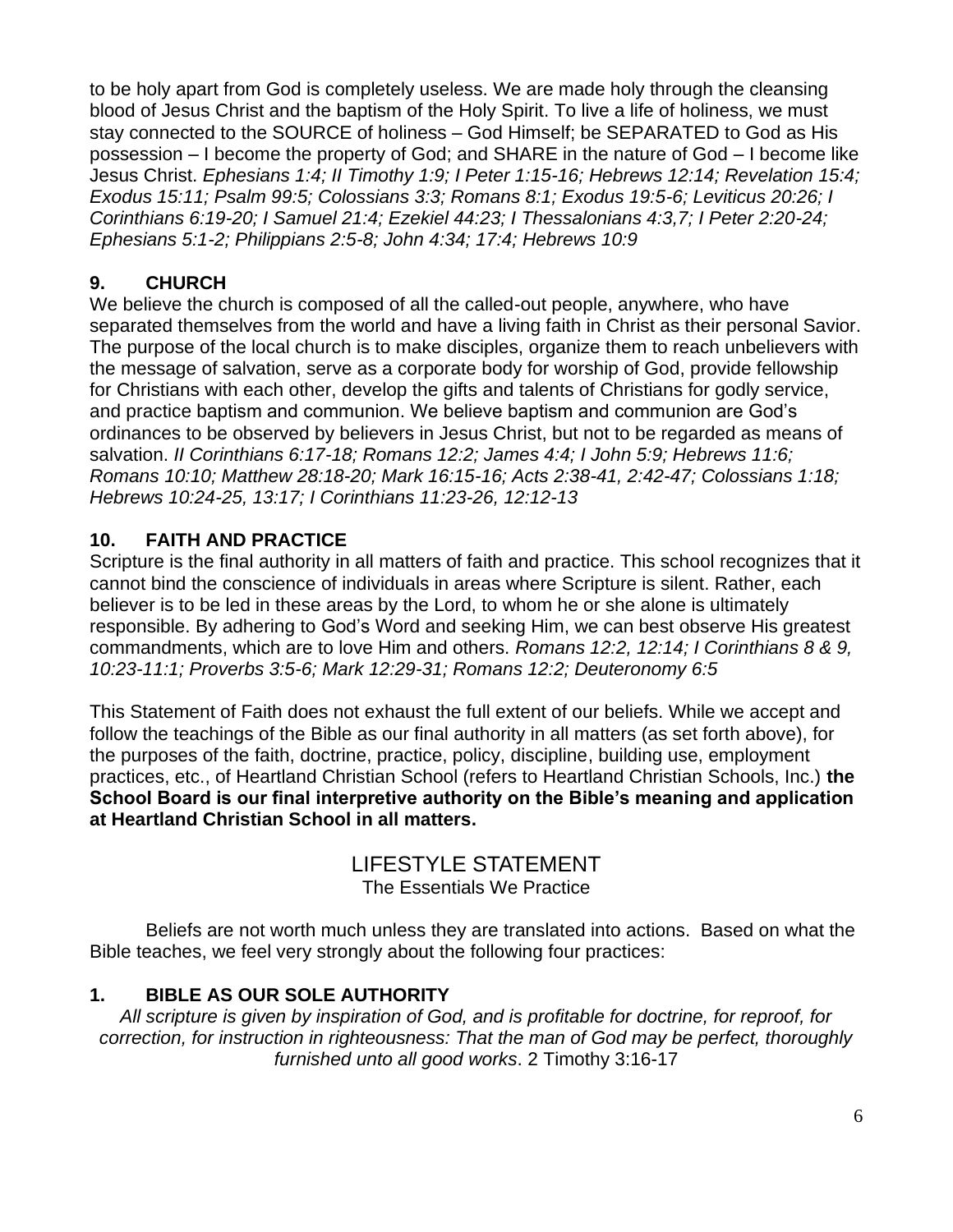to be holy apart from God is completely useless. We are made holy through the cleansing blood of Jesus Christ and the baptism of the Holy Spirit. To live a life of holiness, we must stay connected to the SOURCE of holiness – God Himself; be SEPARATED to God as His possession – I become the property of God; and SHARE in the nature of God – I become like Jesus Christ. *Ephesians 1:4; II Timothy 1:9; I Peter 1:15-16; Hebrews 12:14; Revelation 15:4; Exodus 15:11; Psalm 99:5; Colossians 3:3; Romans 8:1; Exodus 19:5-6; Leviticus 20:26; I Corinthians 6:19-20; I Samuel 21:4; Ezekiel 44:23; I Thessalonians 4:3,7; I Peter 2:20-24; Ephesians 5:1-2; Philippians 2:5-8; John 4:34; 17:4; Hebrews 10:9*

### 9. CHURCH

We believe the church is composed of all the called-out people, anywhere, who have separated themselves from the world and have a living faith in Christ as their personal Savior. The purpose of the local church is to make disciples, organize them to reach unbelievers with the message of salvation, serve as a corporate body for worship of God, provide fellowship for Christians with each other, develop the gifts and talents of Christians for godly service, and practice baptism and communion. We believe baptism and communion are God's ordinances to be observed by believers in Jesus Christ, but not to be regarded as means of salvation. *II Corinthians 6:17-18; Romans 12:2; James 4:4; I John 5:9; Hebrews 11:6; Romans 10:10; Matthew 28:18-20; Mark 16:15-16; Acts 2:38-41, 2:42-47; Colossians 1:18; Hebrews 10:24-25, 13:17; I Corinthians 11:23-26, 12:12-13*

### 10. FAITH AND PRACTICE

Scripture is the final authority in all matters of faith and practice. This school recognizes that it cannot bind the conscience of individuals in areas where Scripture is silent. Rather, each believer is to be led in these areas by the Lord, to whom he or she alone is ultimately responsible. By adhering to God's Word and seeking Him, we can best observe His greatest commandments, which are to love Him and others. *Romans 12:2, 12:14; I Corinthians 8 & 9, 10:23-11:1; Proverbs 3:5-6; Mark 12:29-31; Romans 12:2; Deuteronomy 6:5*

This Statement of Faith does not exhaust the full extent of our beliefs. While we accept and follow the teachings of the Bible as our final authority in all matters (as set forth above), for the purposes of the faith, doctrine, practice, policy, discipline, building use, employment practices, etc., of Heartland Christian School (refers to Heartland Christian Schools, Inc.) **the School Board is our final interpretive authority on the Bible's meaning and application at Heartland Christian School in all matters.**

## LIFESTYLE STATEMENT

The Essentials We Practice

Beliefs are not worth much unless they are translated into actions. Based on what the Bible teaches, we feel very strongly about the following four practices:

### 1. BIBLE AS OUR SOLE AUTHORITY

*All scripture is given by inspiration of God, and is profitable for doctrine, for reproof, for correction, for instruction in righteousness: That the man of God may be perfect, thoroughly furnished unto all good works*. 2 Timothy 3:16-17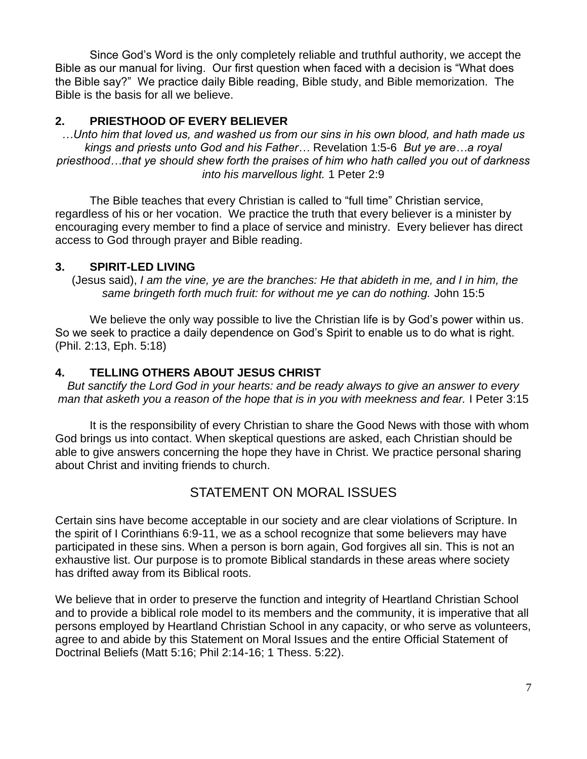Since God's Word is the only completely reliable and truthful authority, we accept the Bible as our manual for living. Our first question when faced with a decision is "What does the Bible say?" We practice daily Bible reading, Bible study, and Bible memorization. The Bible is the basis for all we believe.

### 2. PRIESTHOOD OF EVERY BELIEVER

*…Unto him that loved us, and washed us from our sins in his own blood, and hath made us kings and priests unto God and his Father…* Revelation 1:5-6 *But ye are…a royal priesthood…that ye should shew forth the praises of him who hath called you out of darkness into his marvellous light.* 1 Peter 2:9

The Bible teaches that every Christian is called to "full time" Christian service, regardless of his or her vocation. We practice the truth that every believer is a minister by encouraging every member to find a place of service and ministry. Every believer has direct access to God through prayer and Bible reading.

### 3. SPIRIT-LED LIVING

(Jesus said), *I am the vine, ye are the branches: He that abideth in me, and I in him, the same bringeth forth much fruit: for without me ye can do nothing.* John 15:5

We believe the only way possible to live the Christian life is by God's power within us. So we seek to practice a daily dependence on God's Spirit to enable us to do what is right. (Phil. 2:13, Eph. 5:18)

### 4. TELLING OTHERS ABOUT JESUS CHRIST

*But sanctify the Lord God in your hearts: and be ready always to give an answer to every man that asketh you a reason of the hope that is in you with meekness and fear.* I Peter 3:15

It is the responsibility of every Christian to share the Good News with those with whom God brings us into contact. When skeptical questions are asked, each Christian should be able to give answers concerning the hope they have in Christ. We practice personal sharing about Christ and inviting friends to church.

## STATEMENT ON MORAL ISSUES

Certain sins have become acceptable in our society and are clear violations of Scripture. In the spirit of I Corinthians 6:9-11, we as a school recognize that some believers may have participated in these sins. When a person is born again, God forgives all sin. This is not an exhaustive list. Our purpose is to promote Biblical standards in these areas where society has drifted away from its Biblical roots.

We believe that in order to preserve the function and integrity of Heartland Christian School and to provide a biblical role model to its members and the community, it is imperative that all persons employed by Heartland Christian School in any capacity, or who serve as volunteers, agree to and abide by this Statement on Moral Issues and the entire Official Statement of Doctrinal Beliefs (Matt 5:16; Phil 2:14-16; 1 Thess. 5:22).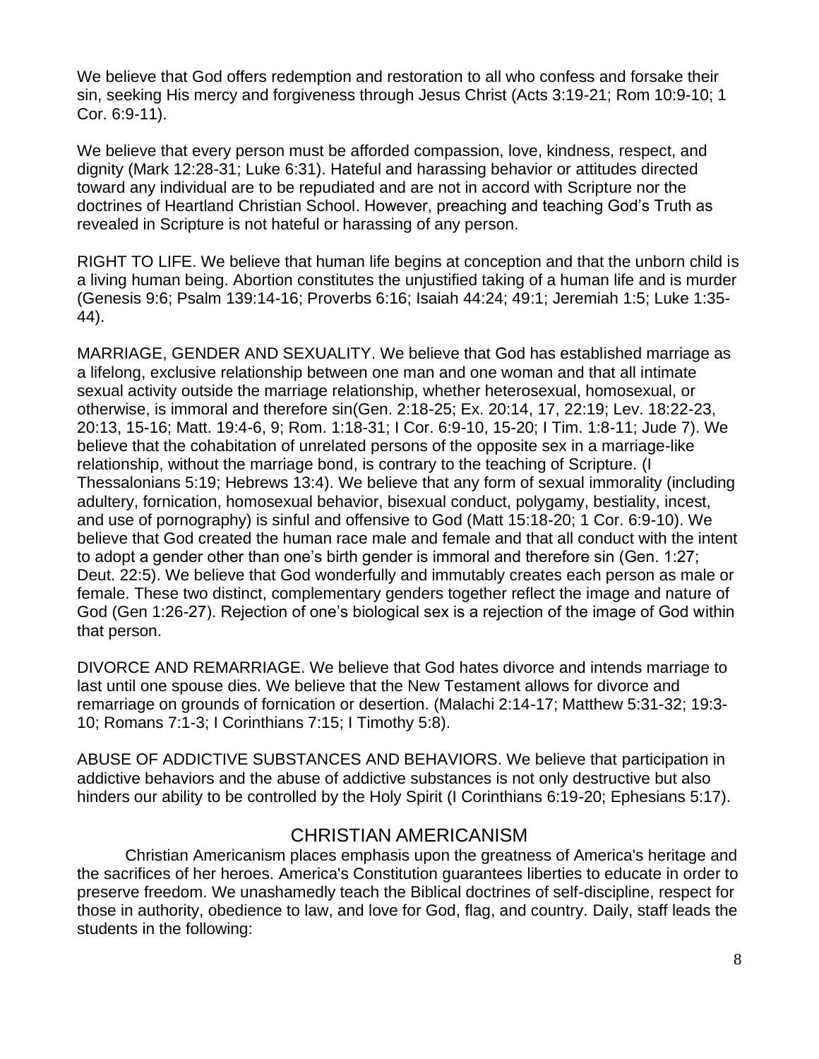We believe that God offers redemption and restoration to all who confess and forsake their sin, seeking His mercy and forgiveness through Jesus Christ (Acts 3:19-21; Rom 10:9-10; 1 Cor. 6:9-11).

We believe that every person must be afforded compassion, love, kindness, respect, and dignity (Mark 12:28-31; Luke 6:31). Hateful and harassing behavior or attitudes directed toward any individual are to be repudiated and are not in accord with Scripture nor the doctrines of Heartland Christian School. However, preaching and teaching God's Truth as revealed in Scripture is not hateful or harassing of any person.

RIGHT TO LIFE. We believe that human life begins at conception and that the unborn child is a living human being. Abortion constitutes the unjustified taking of a human life and is murder (Genesis 9:6; Psalm 139:14-16; Proverbs 6:16; Isaiah 44:24; 49:1; Jeremiah 1:5; Luke 1:35-44).

MARRIAGE, GENDER AND SEXUALITY. We believe that God has established marriage as a lifelong, exclusive relationship between one man and one woman and that all intimate sexual activity outside the marriage relationship, whether heterosexual, homosexual, or otherwise, is immoral and therefore sin(Gen. 2:18-25; Ex. 20:14, 17, 22:19; Lev. 18:22-23, 20:13, 15-16; Matt. 19:4-6, 9; Rom. 1:18-31; I Cor. 6:9-10, 15-20; I Tim. 1:8-11; Jude 7). We believe that the cohabitation of unrelated persons of the opposite sex in a marriage-like relationship, without the marriage bond, is contrary to the teaching of Scripture. (I Thessalonians 5:19; Hebrews 13:4). We believe that any form of sexual immorality (including adultery, fornication, homosexual behavior, bisexual conduct, polygamy, bestiality, incest, and use of pornography) is sinful and offensive to God (Matt 15:18-20; 1 Cor. 6:9-10). We believe that God created the human race male and female and that all conduct with the intent to adopt a gender other than one's birth gender is immoral and therefore sin (Gen. 1:27; Deut. 22:5). We believe that God wonderfully and immutably creates each person as male or female. These two distinct, complementary genders together reflect the image and nature of God (Gen 1:26-27). Rejection of one's biological sex is a rejection of the image of God within that person.

DIVORCE AND REMARRIAGE. We believe that God hates divorce and intends marriage to last until one spouse dies. We believe that the New Testament allows for divorce and remarriage on grounds of fornication or desertion. (Malachi 2:14-17; Matthew 5:31-32; 19:3-10; Romans 7:1-3; I Corinthians 7:15; I Timothy 5:8).

ABUSE OF ADDICTIVE SUBSTANCES AND BEHAVIORS. We believe that participation in addictive behaviors and the abuse of addictive substances is not only destructive but also hinders our ability to be controlled by the Holy Spirit (I Corinthians 6:19-20; Ephesians 5:17).

## CHRISTIAN AMERICANISM

Christian Americanism places emphasis upon the greatness of America's heritage and the sacrifices of her heroes. America's Constitution guarantees liberties to educate in order to preserve freedom. We unashamedly teach the Biblical doctrines of self-discipline, respect for those in authority, obedience to law, and love for God, flag, and country. Daily, staff leads the students in the following: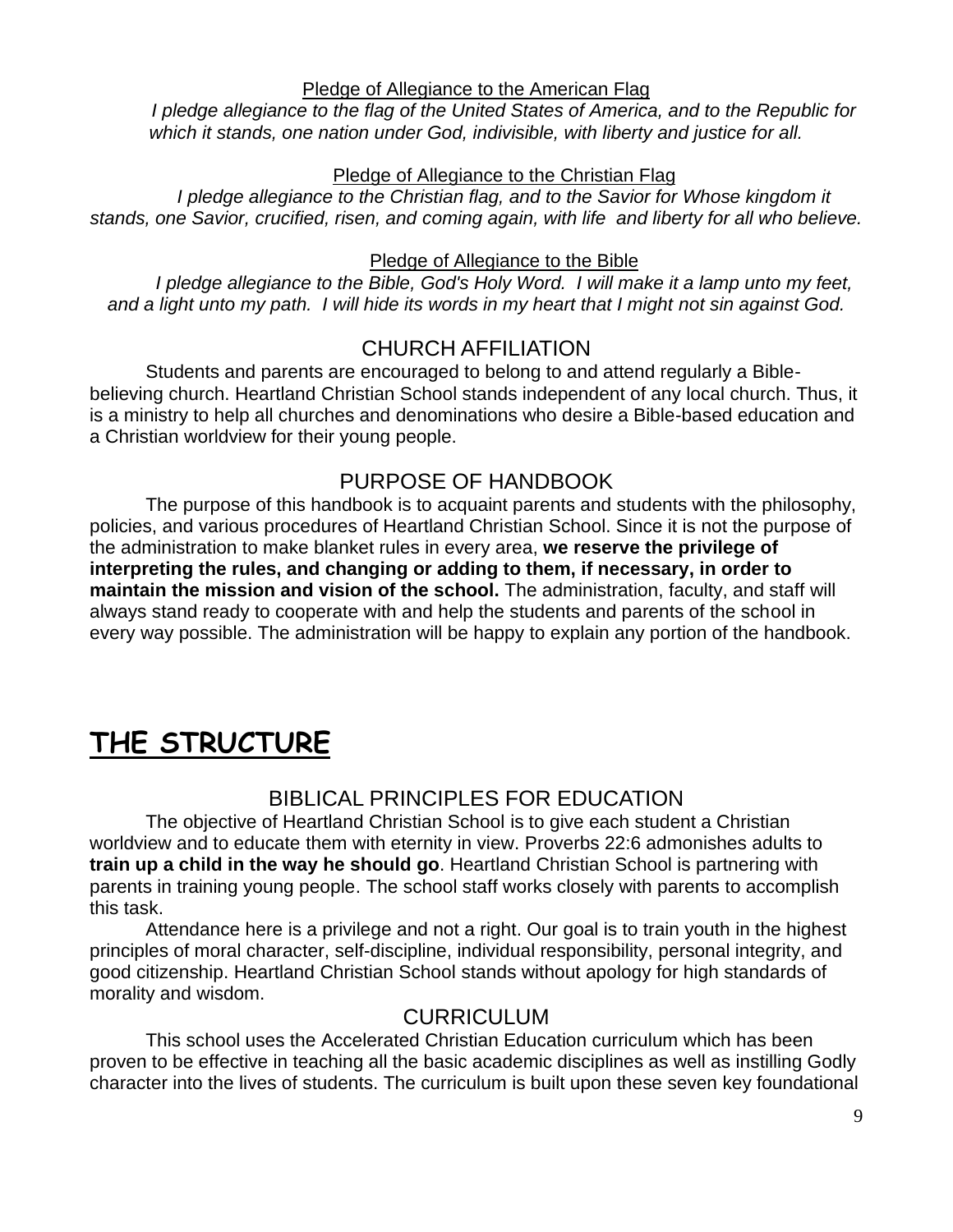Pledge of Allegiance to the American Flag

*I pledge allegiance to the flag of the United States of America, and to the Republic for which it stands, one nation under God, indivisible, with liberty and justice for all.*

Pledge of Allegiance to the Christian Flag

*I pledge allegiance to the Christian flag, and to the Savior for Whose kingdom it stands, one Savior, crucified, risen, and coming again, with life and liberty for all who believe.*

Pledge of Allegiance to the Bible

*I pledge allegiance to the Bible, God's Holy Word. I will make it a lamp unto my feet, and a light unto my path. I will hide its words in my heart that I might not sin against God.*

### CHURCH AFFILIATION

Students and parents are encouraged to belong to and attend regularly a Bible-believing church. Heartland Christian School stands independent of any local church. Thus, it is a ministry to help all churches and denominations who desire a Bible-based education and a Christian worldview for their young people.

### PURPOSE OF HANDBOOK

The purpose of this handbook is to acquaint parents and students with the philosophy, policies, and various procedures of Heartland Christian School. Since it is not the purpose of the administration to make blanket rules in every area, **we reserve the privilege of interpreting the rules, and changing or adding to them, if necessary, in order to maintain the mission and vision of the school.** The administration, faculty, and staff will always stand ready to cooperate with and help the students and parents of the school in every way possible. The administration will be happy to explain any portion of the handbook.

## THE STRUCTURE

### BIBLICAL PRINCIPLES FOR EDUCATION

The objective of Heartland Christian School is to give each student a Christian worldview and to educate them with eternity in view. Proverbs 22:6 admonishes adults to **train up a child in the way he should go**. Heartland Christian School is partnering with parents in training young people. The school staff works closely with parents to accomplish this task.

Attendance here is a privilege and not a right. Our goal is to train youth in the highest principles of moral character, self-discipline, individual responsibility, personal integrity, and good citizenship. Heartland Christian School stands without apology for high standards of morality and wisdom.

### CURRICULUM

This school uses the Accelerated Christian Education curriculum which has been proven to be effective in teaching all the basic academic disciplines as well as instilling Godly character into the lives of students. The curriculum is built upon these seven key foundational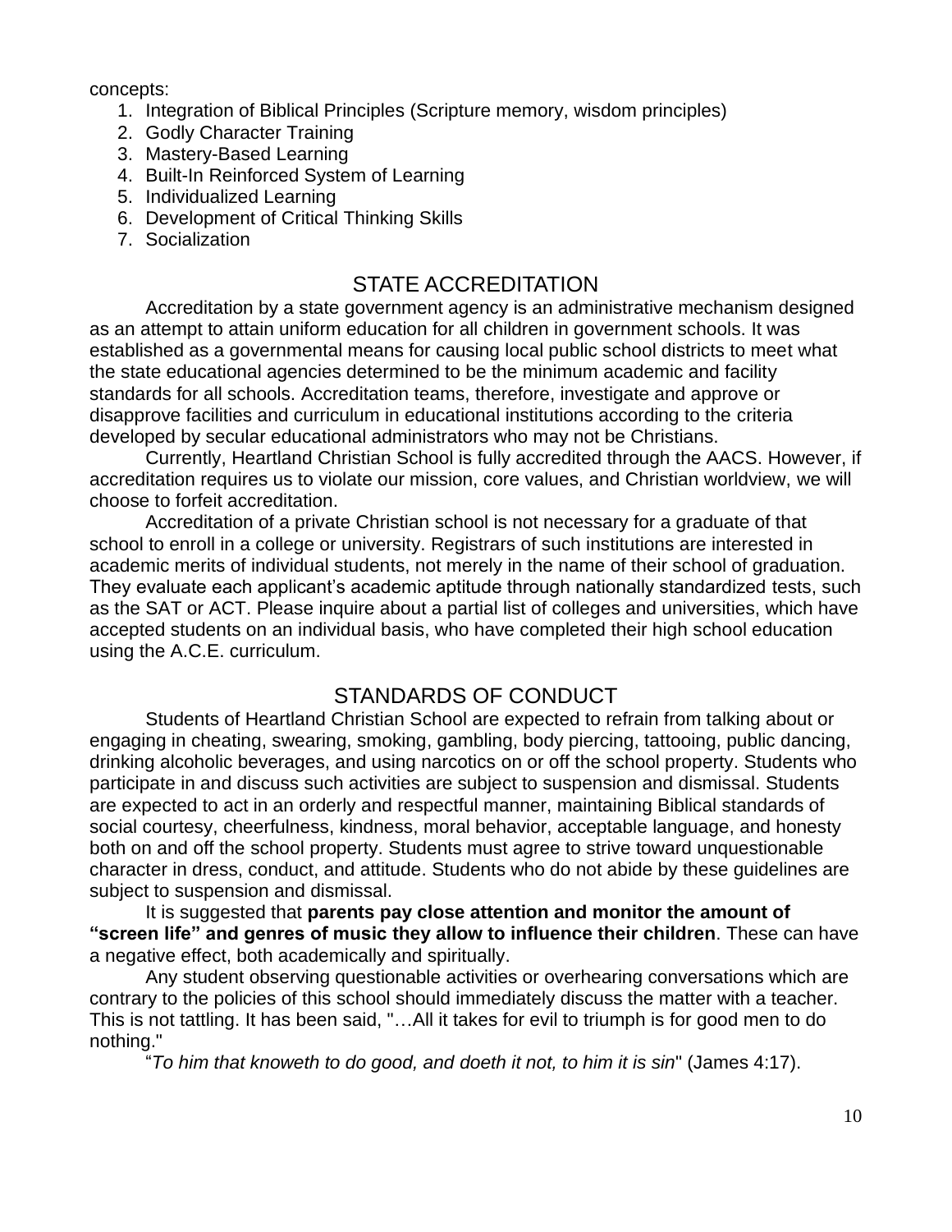concepts:

1. Integration of Biblical Principles (Scripture memory, wisdom principles)
2. Godly Character Training
3. Mastery-Based Learning
4. Built-In Reinforced System of Learning
5. Individualized Learning
6. Development of Critical Thinking Skills
7. Socialization

## STATE ACCREDITATION

Accreditation by a state government agency is an administrative mechanism designed as an attempt to attain uniform education for all children in government schools. It was established as a governmental means for causing local public school districts to meet what the state educational agencies determined to be the minimum academic and facility standards for all schools. Accreditation teams, therefore, investigate and approve or disapprove facilities and curriculum in educational institutions according to the criteria developed by secular educational administrators who may not be Christians.

Currently, Heartland Christian School is fully accredited through the AACS. However, if accreditation requires us to violate our mission, core values, and Christian worldview, we will choose to forfeit accreditation.

Accreditation of a private Christian school is not necessary for a graduate of that school to enroll in a college or university. Registrars of such institutions are interested in academic merits of individual students, not merely in the name of their school of graduation. They evaluate each applicant's academic aptitude through nationally standardized tests, such as the SAT or ACT. Please inquire about a partial list of colleges and universities, which have accepted students on an individual basis, who have completed their high school education using the A.C.E. curriculum.

## STANDARDS OF CONDUCT

Students of Heartland Christian School are expected to refrain from talking about or engaging in cheating, swearing, smoking, gambling, body piercing, tattooing, public dancing, drinking alcoholic beverages, and using narcotics on or off the school property. Students who participate in and discuss such activities are subject to suspension and dismissal. Students are expected to act in an orderly and respectful manner, maintaining Biblical standards of social courtesy, cheerfulness, kindness, moral behavior, acceptable language, and honesty both on and off the school property. Students must agree to strive toward unquestionable character in dress, conduct, and attitude. Students who do not abide by these guidelines are subject to suspension and dismissal.

It is suggested that **parents pay close attention and monitor the amount of "screen life" and genres of music they allow to influence their children**. These can have a negative effect, both academically and spiritually.

Any student observing questionable activities or overhearing conversations which are contrary to the policies of this school should immediately discuss the matter with a teacher. This is not tattling. It has been said, "…All it takes for evil to triumph is for good men to do nothing."

"*To him that knoweth to do good, and doeth it not, to him it is sin*" (James 4:17).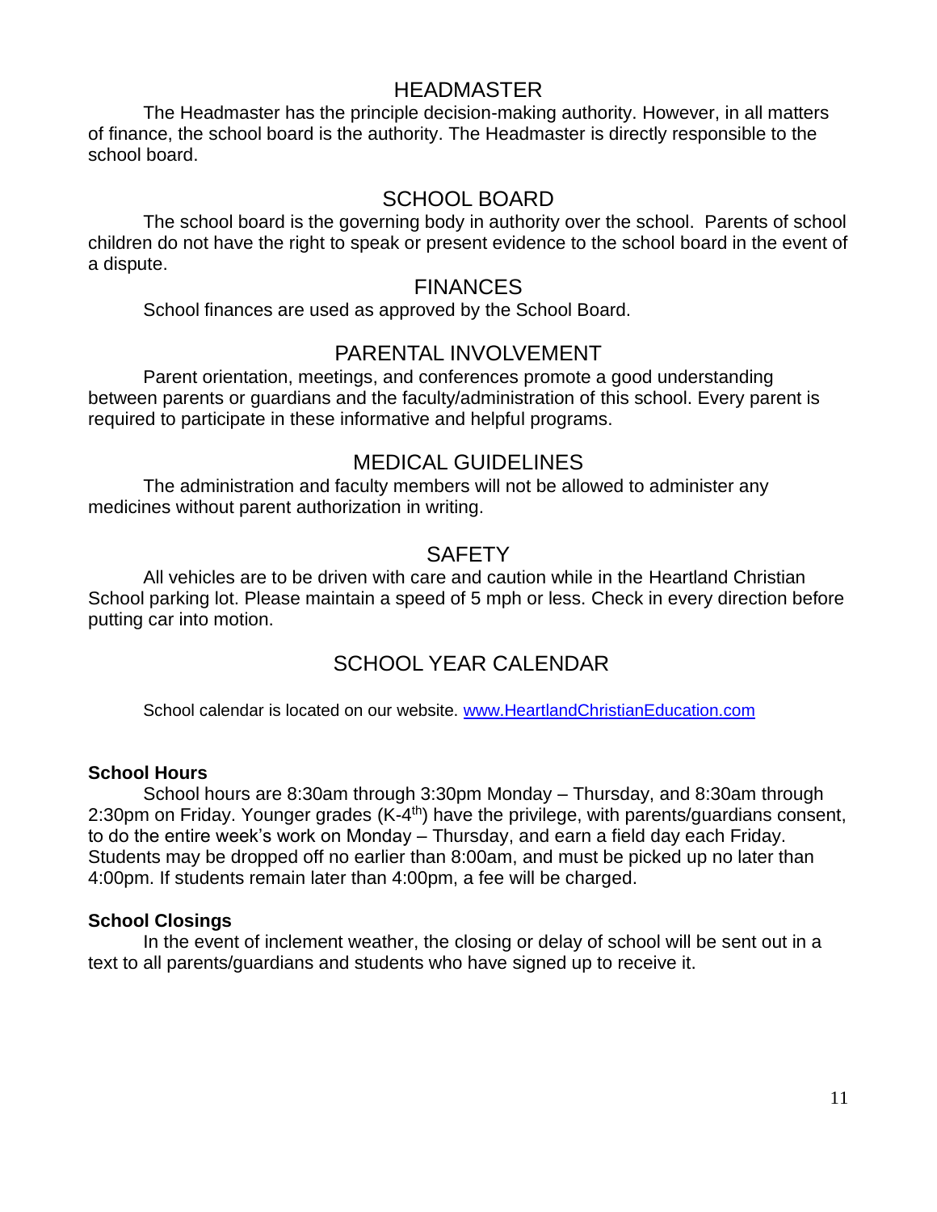## HEADMASTER

The Headmaster has the principle decision-making authority. However, in all matters of finance, the school board is the authority. The Headmaster is directly responsible to the school board.

## SCHOOL BOARD

The school board is the governing body in authority over the school. Parents of school children do not have the right to speak or present evidence to the school board in the event of a dispute.

## FINANCES

School finances are used as approved by the School Board.

## PARENTAL INVOLVEMENT

Parent orientation, meetings, and conferences promote a good understanding between parents or guardians and the faculty/administration of this school. Every parent is required to participate in these informative and helpful programs.

## MEDICAL GUIDELINES

The administration and faculty members will not be allowed to administer any medicines without parent authorization in writing.

## SAFETY

All vehicles are to be driven with care and caution while in the Heartland Christian School parking lot. Please maintain a speed of 5 mph or less. Check in every direction before putting car into motion.

## SCHOOL YEAR CALENDAR

School calendar is located on our website. [www.HeartlandChristianEducation.com](http://www.HeartlandChristianEducation.com)

**School Hours**

School hours are 8:30am through 3:30pm Monday – Thursday, and 8:30am through 2:30pm on Friday. Younger grades (K-4th) have the privilege, with parents/guardians consent, to do the entire week's work on Monday – Thursday, and earn a field day each Friday. Students may be dropped off no earlier than 8:00am, and must be picked up no later than 4:00pm. If students remain later than 4:00pm, a fee will be charged.

**School Closings**

In the event of inclement weather, the closing or delay of school will be sent out in a text to all parents/guardians and students who have signed up to receive it.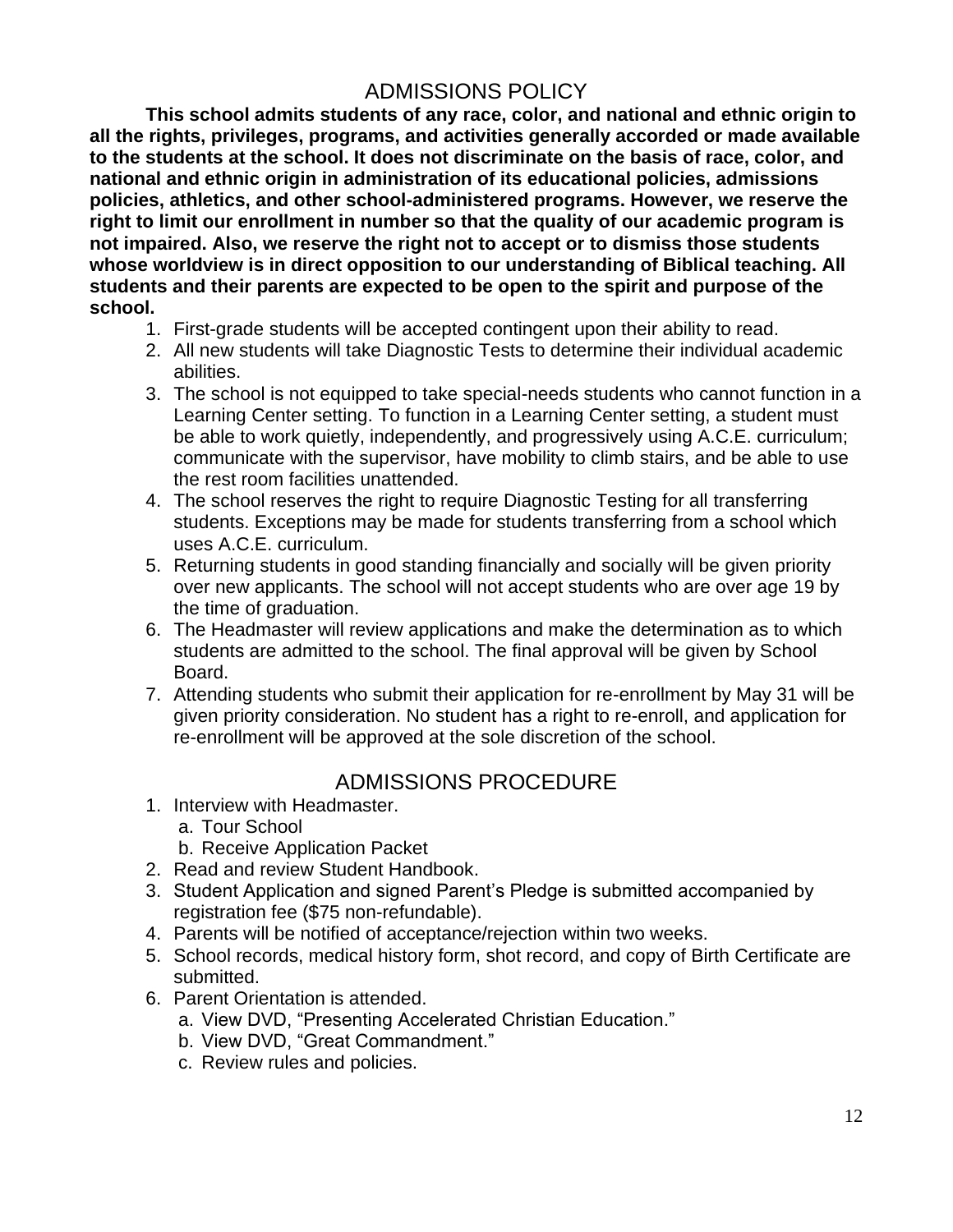# ADMISSIONS POLICY

**This school admits students of any race, color, and national and ethnic origin to all the rights, privileges, programs, and activities generally accorded or made available to the students at the school. It does not discriminate on the basis of race, color, and national and ethnic origin in administration of its educational policies, admissions policies, athletics, and other school-administered programs. However, we reserve the right to limit our enrollment in number so that the quality of our academic program is not impaired. Also, we reserve the right not to accept or to dismiss those students whose worldview is in direct opposition to our understanding of Biblical teaching. All students and their parents are expected to be open to the spirit and purpose of the school.**

1. First-grade students will be accepted contingent upon their ability to read.
2. All new students will take Diagnostic Tests to determine their individual academic abilities.
3. The school is not equipped to take special-needs students who cannot function in a Learning Center setting. To function in a Learning Center setting, a student must be able to work quietly, independently, and progressively using A.C.E. curriculum; communicate with the supervisor, have mobility to climb stairs, and be able to use the rest room facilities unattended.
4. The school reserves the right to require Diagnostic Testing for all transferring students. Exceptions may be made for students transferring from a school which uses A.C.E. curriculum.
5. Returning students in good standing financially and socially will be given priority over new applicants. The school will not accept students who are over age 19 by the time of graduation.
6. The Headmaster will review applications and make the determination as to which students are admitted to the school. The final approval will be given by School Board.
7. Attending students who submit their application for re-enrollment by May 31 will be given priority consideration. No student has a right to re-enroll, and application for re-enrollment will be approved at the sole discretion of the school.

# ADMISSIONS PROCEDURE

1. Interview with Headmaster.
   a. Tour School
   b. Receive Application Packet
2. Read and review Student Handbook.
3. Student Application and signed Parent's Pledge is submitted accompanied by registration fee ($75 non-refundable).
4. Parents will be notified of acceptance/rejection within two weeks.
5. School records, medical history form, shot record, and copy of Birth Certificate are submitted.
6. Parent Orientation is attended.
   a. View DVD, "Presenting Accelerated Christian Education."
   b. View DVD, "Great Commandment."
   c. Review rules and policies.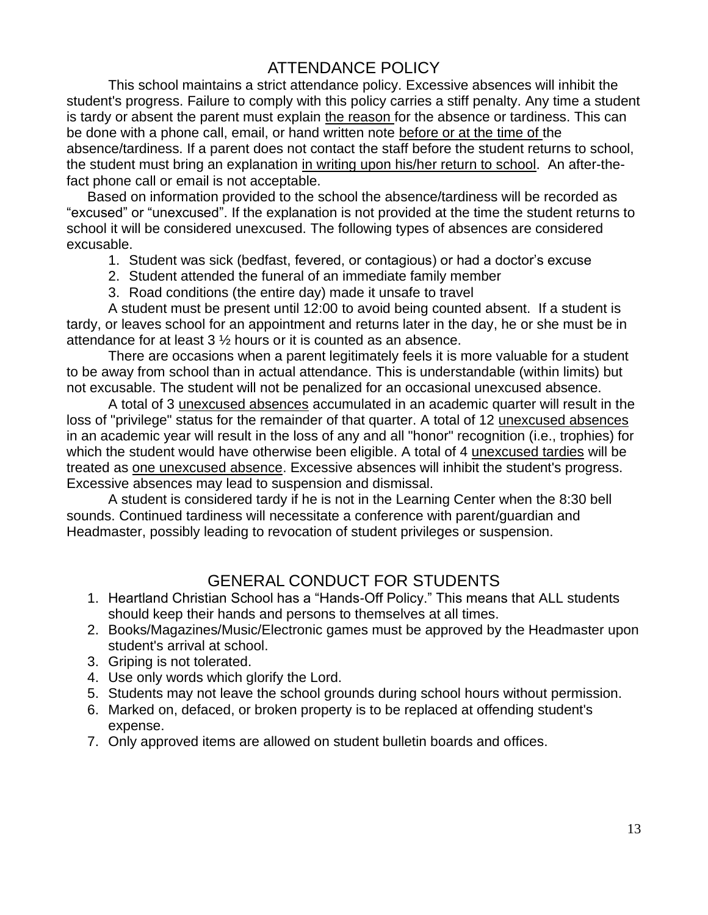## ATTENDANCE POLICY

This school maintains a strict attendance policy. Excessive absences will inhibit the student's progress. Failure to comply with this policy carries a stiff penalty. Any time a student is tardy or absent the parent must explain <u>the reason</u> for the absence or tardiness. This can be done with a phone call, email, or hand written note <u>before or at the time of</u> the absence/tardiness. If a parent does not contact the staff before the student returns to school, the student must bring an explanation <u>in writing upon his/her return to school</u>. An after-the-fact phone call or email is not acceptable.

Based on information provided to the school the absence/tardiness will be recorded as "excused" or "unexcused". If the explanation is not provided at the time the student returns to school it will be considered unexcused. The following types of absences are considered excusable.

1. Student was sick (bedfast, fevered, or contagious) or had a doctor's excuse
2. Student attended the funeral of an immediate family member
3. Road conditions (the entire day) made it unsafe to travel

A student must be present until 12:00 to avoid being counted absent. If a student is tardy, or leaves school for an appointment and returns later in the day, he or she must be in attendance for at least 3 ½ hours or it is counted as an absence.

There are occasions when a parent legitimately feels it is more valuable for a student to be away from school than in actual attendance. This is understandable (within limits) but not excusable. The student will not be penalized for an occasional unexcused absence.

A total of 3 <u>unexcused absences</u> accumulated in an academic quarter will result in the loss of "privilege" status for the remainder of that quarter. A total of 12 <u>unexcused absences</u> in an academic year will result in the loss of any and all "honor" recognition (i.e., trophies) for which the student would have otherwise been eligible. A total of 4 <u>unexcused tardies</u> will be treated as <u>one unexcused absence</u>. Excessive absences will inhibit the student's progress. Excessive absences may lead to suspension and dismissal.

A student is considered tardy if he is not in the Learning Center when the 8:30 bell sounds. Continued tardiness will necessitate a conference with parent/guardian and Headmaster, possibly leading to revocation of student privileges or suspension.

## GENERAL CONDUCT FOR STUDENTS

1. Heartland Christian School has a "Hands-Off Policy." This means that ALL students should keep their hands and persons to themselves at all times.
2. Books/Magazines/Music/Electronic games must be approved by the Headmaster upon student's arrival at school.
3. Griping is not tolerated.
4. Use only words which glorify the Lord.
5. Students may not leave the school grounds during school hours without permission.
6. Marked on, defaced, or broken property is to be replaced at offending student's expense.
7. Only approved items are allowed on student bulletin boards and offices.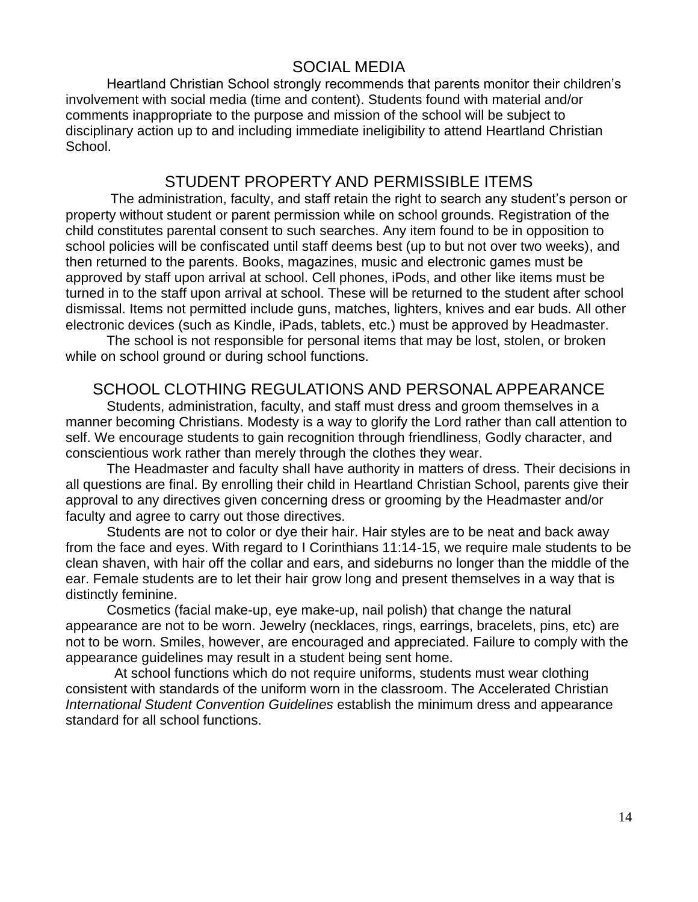## SOCIAL MEDIA

Heartland Christian School strongly recommends that parents monitor their children's involvement with social media (time and content). Students found with material and/or comments inappropriate to the purpose and mission of the school will be subject to disciplinary action up to and including immediate ineligibility to attend Heartland Christian School.

## STUDENT PROPERTY AND PERMISSIBLE ITEMS

The administration, faculty, and staff retain the right to search any student's person or property without student or parent permission while on school grounds. Registration of the child constitutes parental consent to such searches. Any item found to be in opposition to school policies will be confiscated until staff deems best (up to but not over two weeks), and then returned to the parents. Books, magazines, music and electronic games must be approved by staff upon arrival at school. Cell phones, iPods, and other like items must be turned in to the staff upon arrival at school. These will be returned to the student after school dismissal. Items not permitted include guns, matches, lighters, knives and ear buds. All other electronic devices (such as Kindle, iPads, tablets, etc.) must be approved by Headmaster.

The school is not responsible for personal items that may be lost, stolen, or broken while on school ground or during school functions.

## SCHOOL CLOTHING REGULATIONS AND PERSONAL APPEARANCE

Students, administration, faculty, and staff must dress and groom themselves in a manner becoming Christians. Modesty is a way to glorify the Lord rather than call attention to self. We encourage students to gain recognition through friendliness, Godly character, and conscientious work rather than merely through the clothes they wear.

The Headmaster and faculty shall have authority in matters of dress. Their decisions in all questions are final. By enrolling their child in Heartland Christian School, parents give their approval to any directives given concerning dress or grooming by the Headmaster and/or faculty and agree to carry out those directives.

Students are not to color or dye their hair. Hair styles are to be neat and back away from the face and eyes. With regard to I Corinthians 11:14-15, we require male students to be clean shaven, with hair off the collar and ears, and sideburns no longer than the middle of the ear. Female students are to let their hair grow long and present themselves in a way that is distinctly feminine.

Cosmetics (facial make-up, eye make-up, nail polish) that change the natural appearance are not to be worn. Jewelry (necklaces, rings, earrings, bracelets, pins, etc) are not to be worn. Smiles, however, are encouraged and appreciated. Failure to comply with the appearance guidelines may result in a student being sent home.

At school functions which do not require uniforms, students must wear clothing consistent with standards of the uniform worn in the classroom. The Accelerated Christian *International Student Convention Guidelines* establish the minimum dress and appearance standard for all school functions.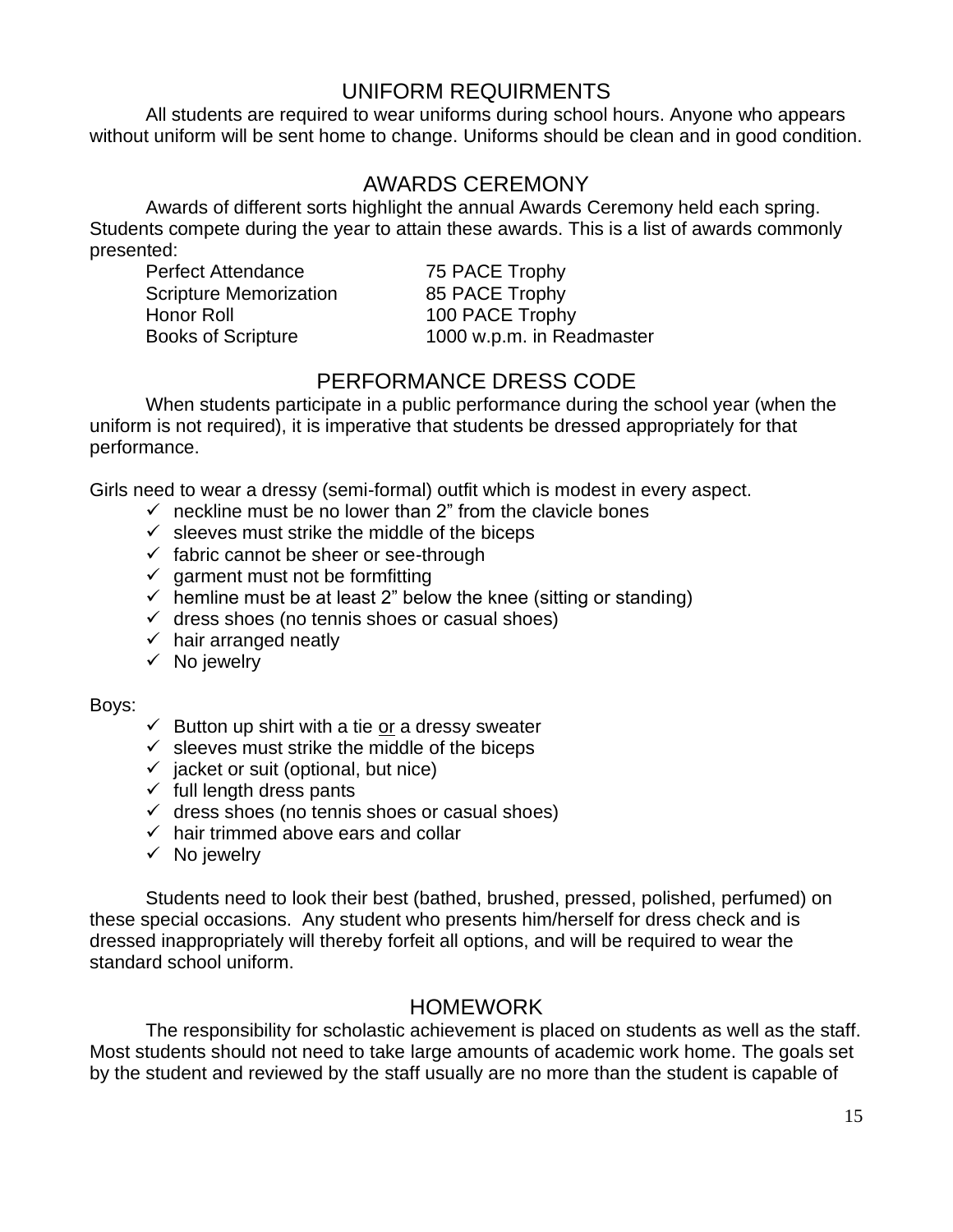## UNIFORM REQUIRMENTS

All students are required to wear uniforms during school hours. Anyone who appears without uniform will be sent home to change. Uniforms should be clean and in good condition.

## AWARDS CEREMONY

Awards of different sorts highlight the annual Awards Ceremony held each spring. Students compete during the year to attain these awards. This is a list of awards commonly presented:

| | |
|---|---|
| Perfect Attendance | 75 PACE Trophy |
| Scripture Memorization | 85 PACE Trophy |
| Honor Roll | 100 PACE Trophy |
| Books of Scripture | 1000 w.p.m. in Readmaster |

## PERFORMANCE DRESS CODE

When students participate in a public performance during the school year (when the uniform is not required), it is imperative that students be dressed appropriately for that performance.

Girls need to wear a dressy (semi-formal) outfit which is modest in every aspect.

- ✓ neckline must be no lower than 2" from the clavicle bones
- ✓ sleeves must strike the middle of the biceps
- ✓ fabric cannot be sheer or see-through
- ✓ garment must not be formfitting
- ✓ hemline must be at least 2" below the knee (sitting or standing)
- ✓ dress shoes (no tennis shoes or casual shoes)
- ✓ hair arranged neatly
- ✓ No jewelry

Boys:

- ✓ Button up shirt with a tie <u>or</u> a dressy sweater
- ✓ sleeves must strike the middle of the biceps
- ✓ jacket or suit (optional, but nice)
- ✓ full length dress pants
- ✓ dress shoes (no tennis shoes or casual shoes)
- ✓ hair trimmed above ears and collar
- ✓ No jewelry

Students need to look their best (bathed, brushed, pressed, polished, perfumed) on these special occasions. Any student who presents him/herself for dress check and is dressed inappropriately will thereby forfeit all options, and will be required to wear the standard school uniform.

## HOMEWORK

The responsibility for scholastic achievement is placed on students as well as the staff. Most students should not need to take large amounts of academic work home. The goals set by the student and reviewed by the staff usually are no more than the student is capable of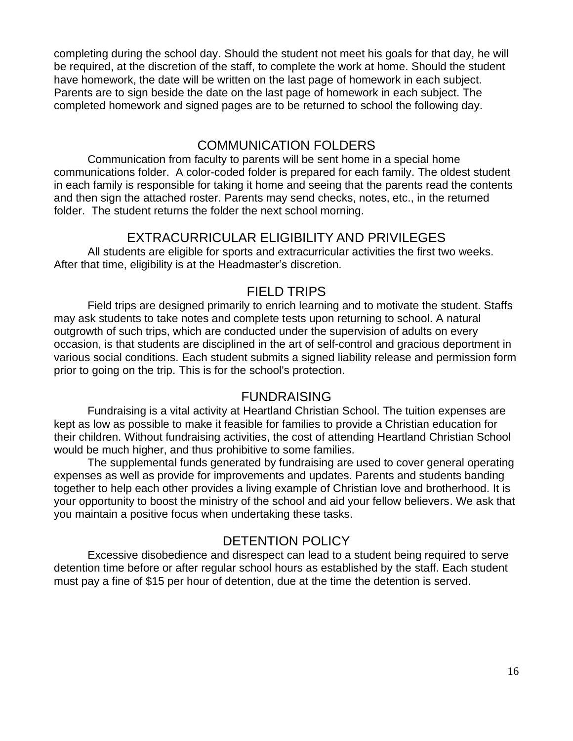completing during the school day. Should the student not meet his goals for that day, he will be required, at the discretion of the staff, to complete the work at home. Should the student have homework, the date will be written on the last page of homework in each subject. Parents are to sign beside the date on the last page of homework in each subject. The completed homework and signed pages are to be returned to school the following day.

## COMMUNICATION FOLDERS

Communication from faculty to parents will be sent home in a special home communications folder. A color-coded folder is prepared for each family. The oldest student in each family is responsible for taking it home and seeing that the parents read the contents and then sign the attached roster. Parents may send checks, notes, etc., in the returned folder. The student returns the folder the next school morning.

## EXTRACURRICULAR ELIGIBILITY AND PRIVILEGES

All students are eligible for sports and extracurricular activities the first two weeks. After that time, eligibility is at the Headmaster's discretion.

## FIELD TRIPS

Field trips are designed primarily to enrich learning and to motivate the student. Staffs may ask students to take notes and complete tests upon returning to school. A natural outgrowth of such trips, which are conducted under the supervision of adults on every occasion, is that students are disciplined in the art of self-control and gracious deportment in various social conditions. Each student submits a signed liability release and permission form prior to going on the trip. This is for the school's protection.

## FUNDRAISING

Fundraising is a vital activity at Heartland Christian School. The tuition expenses are kept as low as possible to make it feasible for families to provide a Christian education for their children. Without fundraising activities, the cost of attending Heartland Christian School would be much higher, and thus prohibitive to some families.

The supplemental funds generated by fundraising are used to cover general operating expenses as well as provide for improvements and updates. Parents and students banding together to help each other provides a living example of Christian love and brotherhood. It is your opportunity to boost the ministry of the school and aid your fellow believers. We ask that you maintain a positive focus when undertaking these tasks.

## DETENTION POLICY

Excessive disobedience and disrespect can lead to a student being required to serve detention time before or after regular school hours as established by the staff. Each student must pay a fine of $15 per hour of detention, due at the time the detention is served.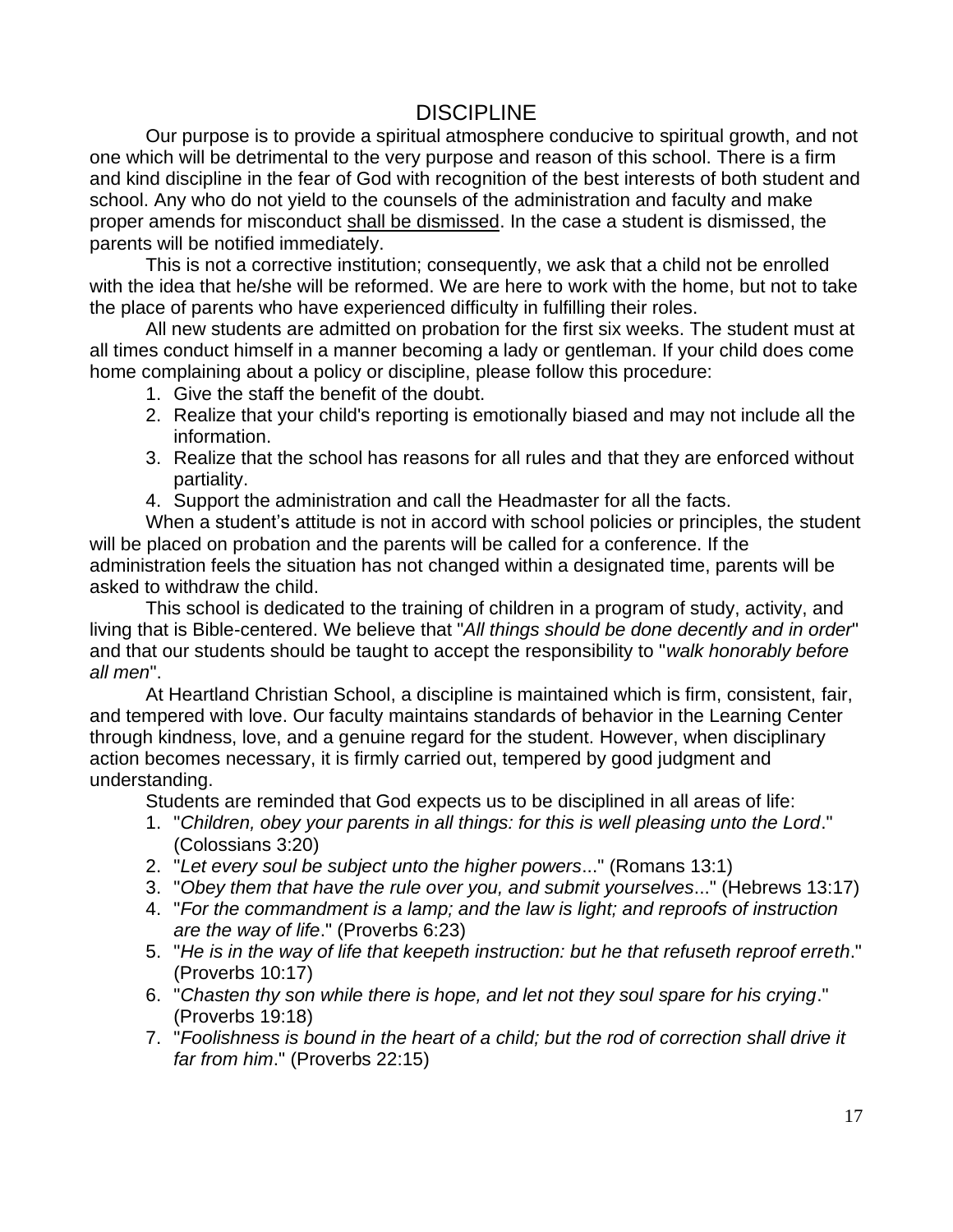# DISCIPLINE

Our purpose is to provide a spiritual atmosphere conducive to spiritual growth, and not one which will be detrimental to the very purpose and reason of this school. There is a firm and kind discipline in the fear of God with recognition of the best interests of both student and school. Any who do not yield to the counsels of the administration and faculty and make proper amends for misconduct <u>shall be dismissed</u>. In the case a student is dismissed, the parents will be notified immediately.

This is not a corrective institution; consequently, we ask that a child not be enrolled with the idea that he/she will be reformed. We are here to work with the home, but not to take the place of parents who have experienced difficulty in fulfilling their roles.

All new students are admitted on probation for the first six weeks. The student must at all times conduct himself in a manner becoming a lady or gentleman. If your child does come home complaining about a policy or discipline, please follow this procedure:

1. Give the staff the benefit of the doubt.
2. Realize that your child's reporting is emotionally biased and may not include all the information.
3. Realize that the school has reasons for all rules and that they are enforced without partiality.
4. Support the administration and call the Headmaster for all the facts.

When a student's attitude is not in accord with school policies or principles, the student will be placed on probation and the parents will be called for a conference. If the administration feels the situation has not changed within a designated time, parents will be asked to withdraw the child.

This school is dedicated to the training of children in a program of study, activity, and living that is Bible-centered. We believe that "*All things should be done decently and in order*" and that our students should be taught to accept the responsibility to "*walk honorably before all men*".

At Heartland Christian School, a discipline is maintained which is firm, consistent, fair, and tempered with love. Our faculty maintains standards of behavior in the Learning Center through kindness, love, and a genuine regard for the student. However, when disciplinary action becomes necessary, it is firmly carried out, tempered by good judgment and understanding.

Students are reminded that God expects us to be disciplined in all areas of life:

1. "*Children, obey your parents in all things: for this is well pleasing unto the Lord*." (Colossians 3:20)
2. "*Let every soul be subject unto the higher powers*..." (Romans 13:1)
3. "*Obey them that have the rule over you, and submit yourselves*..." (Hebrews 13:17)
4. "*For the commandment is a lamp; and the law is light; and reproofs of instruction are the way of life*." (Proverbs 6:23)
5. "*He is in the way of life that keepeth instruction: but he that refuseth reproof erreth*." (Proverbs 10:17)
6. "*Chasten thy son while there is hope, and let not they soul spare for his crying*." (Proverbs 19:18)
7. "*Foolishness is bound in the heart of a child; but the rod of correction shall drive it far from him*." (Proverbs 22:15)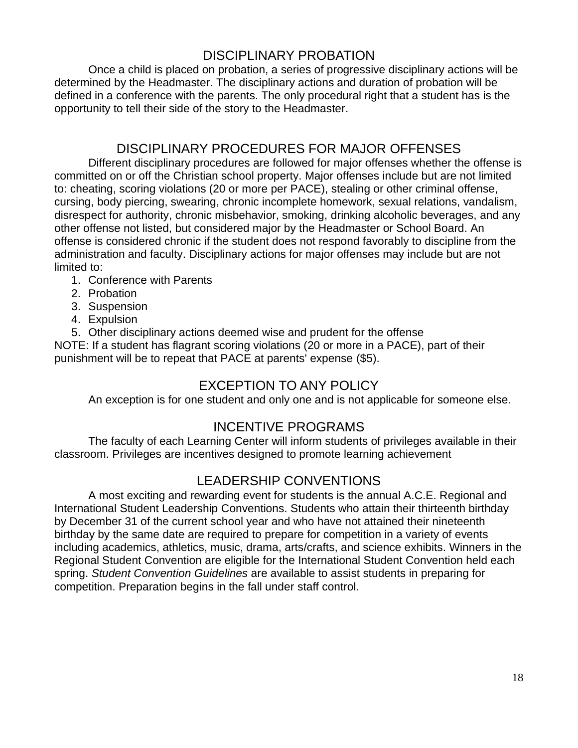## DISCIPLINARY PROBATION

Once a child is placed on probation, a series of progressive disciplinary actions will be determined by the Headmaster. The disciplinary actions and duration of probation will be defined in a conference with the parents. The only procedural right that a student has is the opportunity to tell their side of the story to the Headmaster.

## DISCIPLINARY PROCEDURES FOR MAJOR OFFENSES

Different disciplinary procedures are followed for major offenses whether the offense is committed on or off the Christian school property. Major offenses include but are not limited to: cheating, scoring violations (20 or more per PACE), stealing or other criminal offense, cursing, body piercing, swearing, chronic incomplete homework, sexual relations, vandalism, disrespect for authority, chronic misbehavior, smoking, drinking alcoholic beverages, and any other offense not listed, but considered major by the Headmaster or School Board. An offense is considered chronic if the student does not respond favorably to discipline from the administration and faculty. Disciplinary actions for major offenses may include but are not limited to:

1. Conference with Parents
2. Probation
3. Suspension
4. Expulsion
5. Other disciplinary actions deemed wise and prudent for the offense

NOTE: If a student has flagrant scoring violations (20 or more in a PACE), part of their punishment will be to repeat that PACE at parents' expense ($5).

## EXCEPTION TO ANY POLICY

An exception is for one student and only one and is not applicable for someone else.

## INCENTIVE PROGRAMS

The faculty of each Learning Center will inform students of privileges available in their classroom. Privileges are incentives designed to promote learning achievement

## LEADERSHIP CONVENTIONS

A most exciting and rewarding event for students is the annual A.C.E. Regional and International Student Leadership Conventions. Students who attain their thirteenth birthday by December 31 of the current school year and who have not attained their nineteenth birthday by the same date are required to prepare for competition in a variety of events including academics, athletics, music, drama, arts/crafts, and science exhibits. Winners in the Regional Student Convention are eligible for the International Student Convention held each spring. *Student Convention Guidelines* are available to assist students in preparing for competition. Preparation begins in the fall under staff control.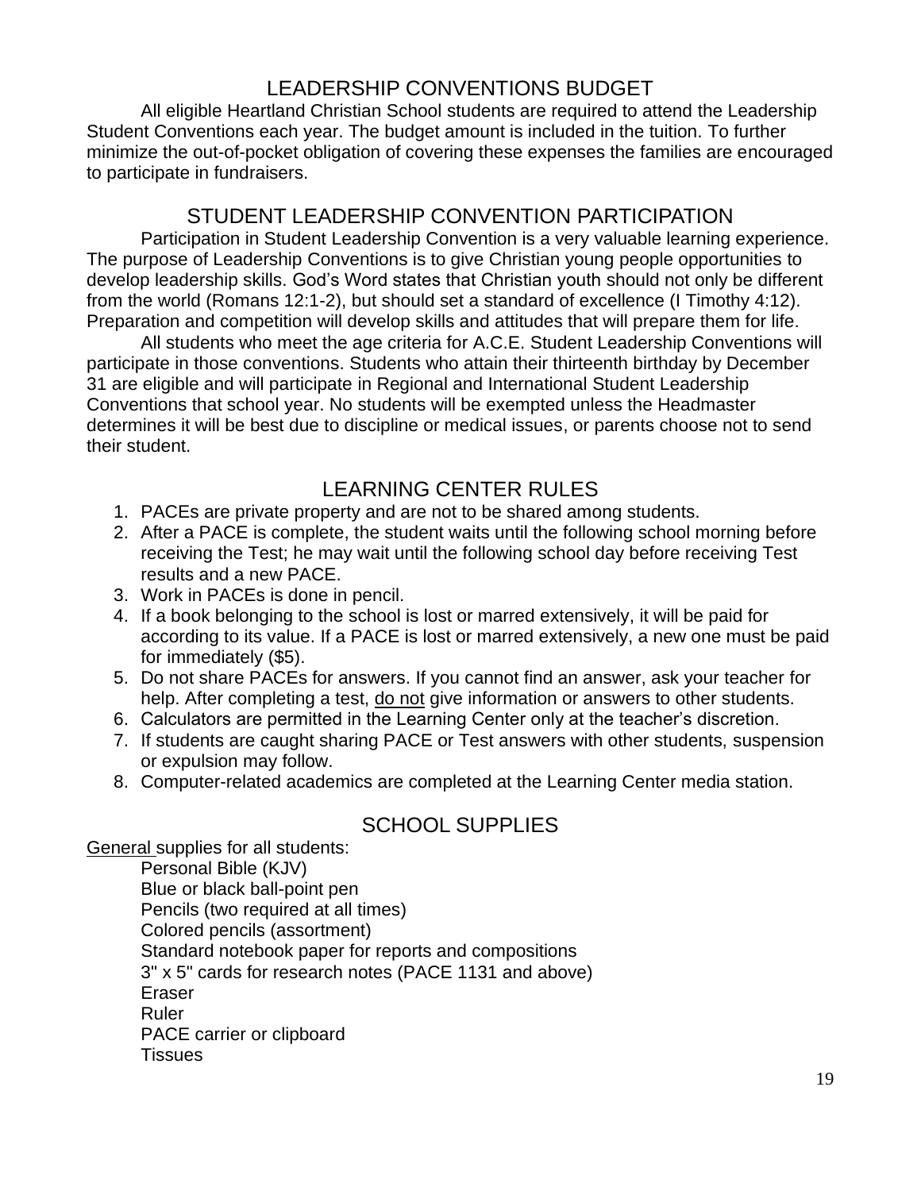## LEADERSHIP CONVENTIONS BUDGET

All eligible Heartland Christian School students are required to attend the Leadership Student Conventions each year. The budget amount is included in the tuition. To further minimize the out-of-pocket obligation of covering these expenses the families are encouraged to participate in fundraisers.

## STUDENT LEADERSHIP CONVENTION PARTICIPATION

Participation in Student Leadership Convention is a very valuable learning experience. The purpose of Leadership Conventions is to give Christian young people opportunities to develop leadership skills. God's Word states that Christian youth should not only be different from the world (Romans 12:1-2), but should set a standard of excellence (I Timothy 4:12). Preparation and competition will develop skills and attitudes that will prepare them for life.

All students who meet the age criteria for A.C.E. Student Leadership Conventions will participate in those conventions. Students who attain their thirteenth birthday by December 31 are eligible and will participate in Regional and International Student Leadership Conventions that school year. No students will be exempted unless the Headmaster determines it will be best due to discipline or medical issues, or parents choose not to send their student.

## LEARNING CENTER RULES

1. PACEs are private property and are not to be shared among students.
2. After a PACE is complete, the student waits until the following school morning before receiving the Test; he may wait until the following school day before receiving Test results and a new PACE.
3. Work in PACEs is done in pencil.
4. If a book belonging to the school is lost or marred extensively, it will be paid for according to its value. If a PACE is lost or marred extensively, a new one must be paid for immediately ($5).
5. Do not share PACEs for answers. If you cannot find an answer, ask your teacher for help. After completing a test, <u>do not</u> give information or answers to other students.
6. Calculators are permitted in the Learning Center only at the teacher's discretion.
7. If students are caught sharing PACE or Test answers with other students, suspension or expulsion may follow.
8. Computer-related academics are completed at the Learning Center media station.

## SCHOOL SUPPLIES

<u>General</u> supplies for all students:

- Personal Bible (KJV)
- Blue or black ball-point pen
- Pencils (two required at all times)
- Colored pencils (assortment)
- Standard notebook paper for reports and compositions
- 3" x 5" cards for research notes (PACE 1131 and above)
- Eraser
- Ruler
- PACE carrier or clipboard
- Tissues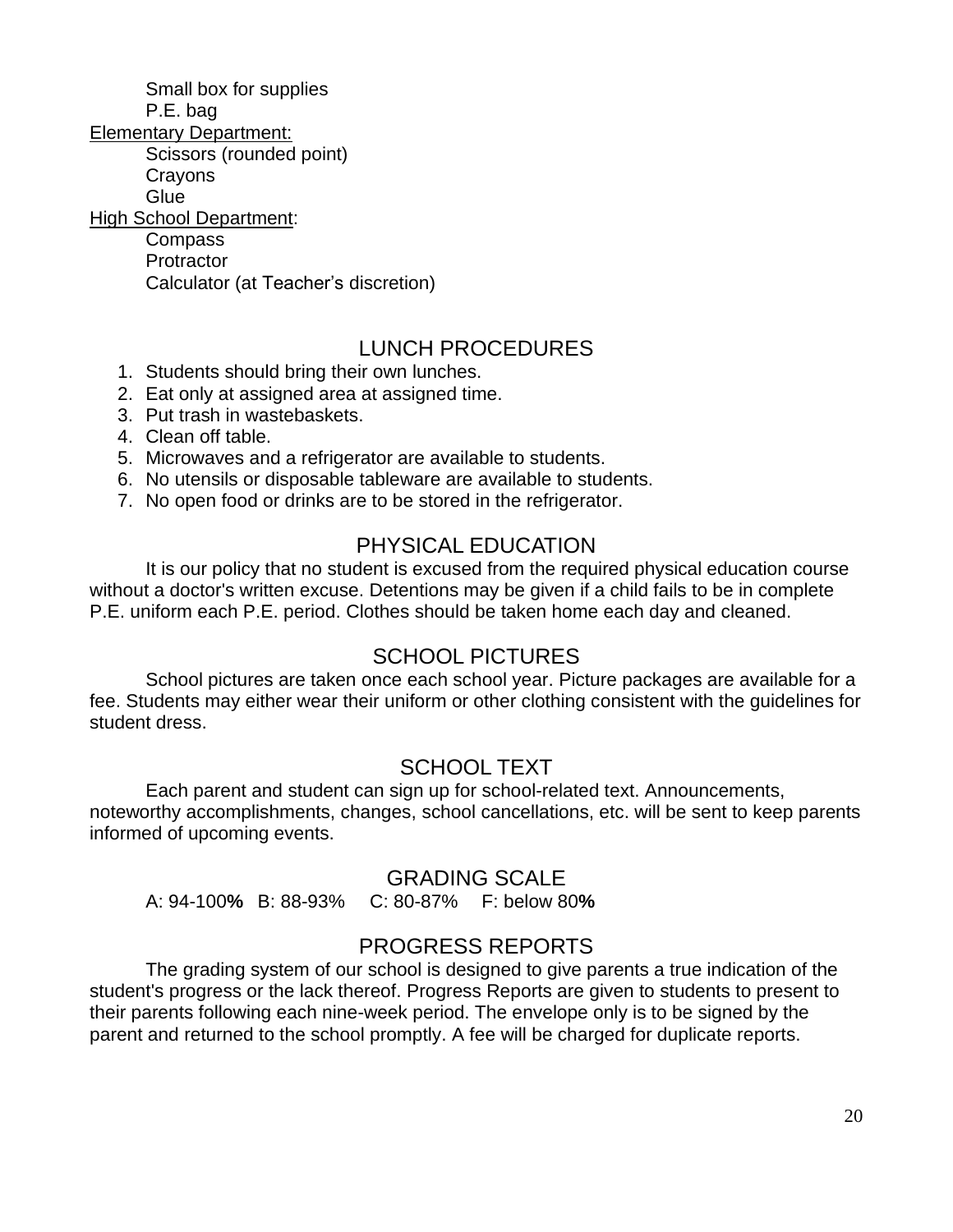- Small box for supplies
- P.E. bag

Elementary Department:

- Scissors (rounded point)
- Crayons
- Glue

High School Department:

- Compass
- Protractor
- Calculator (at Teacher's discretion)

## LUNCH PROCEDURES

1. Students should bring their own lunches.
2. Eat only at assigned area at assigned time.
3. Put trash in wastebaskets.
4. Clean off table.
5. Microwaves and a refrigerator are available to students.
6. No utensils or disposable tableware are available to students.
7. No open food or drinks are to be stored in the refrigerator.

## PHYSICAL EDUCATION

It is our policy that no student is excused from the required physical education course without a doctor's written excuse. Detentions may be given if a child fails to be in complete P.E. uniform each P.E. period. Clothes should be taken home each day and cleaned.

## SCHOOL PICTURES

School pictures are taken once each school year. Picture packages are available for a fee. Students may either wear their uniform or other clothing consistent with the guidelines for student dress.

## SCHOOL TEXT

Each parent and student can sign up for school-related text. Announcements, noteworthy accomplishments, changes, school cancellations, etc. will be sent to keep parents informed of upcoming events.

## GRADING SCALE

A: 94-100**%** B: 88-93% C: 80-87% F: below 80**%**

## PROGRESS REPORTS

The grading system of our school is designed to give parents a true indication of the student's progress or the lack thereof. Progress Reports are given to students to present to their parents following each nine-week period. The envelope only is to be signed by the parent and returned to the school promptly. A fee will be charged for duplicate reports.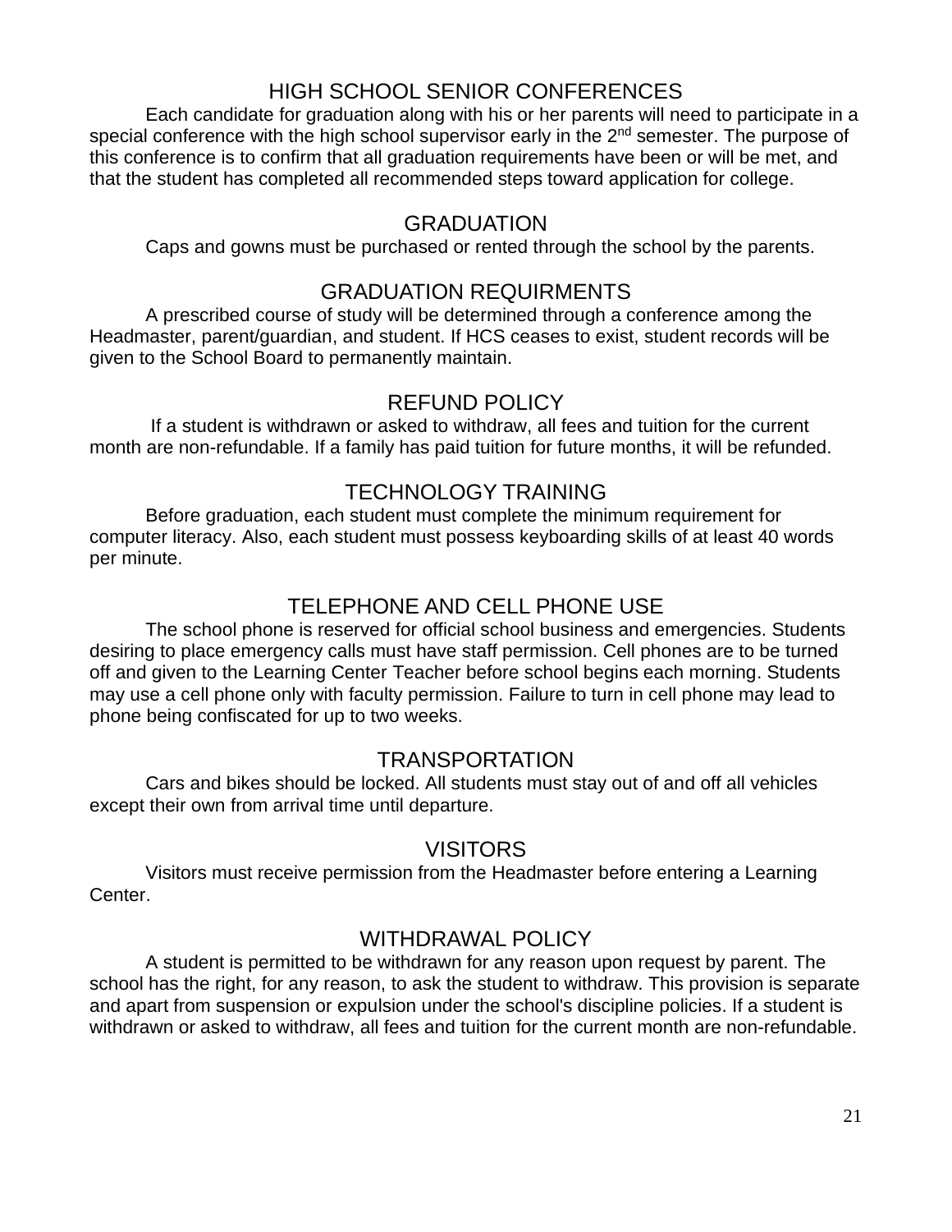## HIGH SCHOOL SENIOR CONFERENCES

Each candidate for graduation along with his or her parents will need to participate in a special conference with the high school supervisor early in the 2nd semester. The purpose of this conference is to confirm that all graduation requirements have been or will be met, and that the student has completed all recommended steps toward application for college.

## GRADUATION

Caps and gowns must be purchased or rented through the school by the parents.

## GRADUATION REQUIRMENTS

A prescribed course of study will be determined through a conference among the Headmaster, parent/guardian, and student. If HCS ceases to exist, student records will be given to the School Board to permanently maintain.

## REFUND POLICY

If a student is withdrawn or asked to withdraw, all fees and tuition for the current month are non-refundable. If a family has paid tuition for future months, it will be refunded.

## TECHNOLOGY TRAINING

Before graduation, each student must complete the minimum requirement for computer literacy. Also, each student must possess keyboarding skills of at least 40 words per minute.

## TELEPHONE AND CELL PHONE USE

The school phone is reserved for official school business and emergencies. Students desiring to place emergency calls must have staff permission. Cell phones are to be turned off and given to the Learning Center Teacher before school begins each morning. Students may use a cell phone only with faculty permission. Failure to turn in cell phone may lead to phone being confiscated for up to two weeks.

## TRANSPORTATION

Cars and bikes should be locked. All students must stay out of and off all vehicles except their own from arrival time until departure.

## VISITORS

Visitors must receive permission from the Headmaster before entering a Learning Center.

## WITHDRAWAL POLICY

A student is permitted to be withdrawn for any reason upon request by parent. The school has the right, for any reason, to ask the student to withdraw. This provision is separate and apart from suspension or expulsion under the school's discipline policies. If a student is withdrawn or asked to withdraw, all fees and tuition for the current month are non-refundable.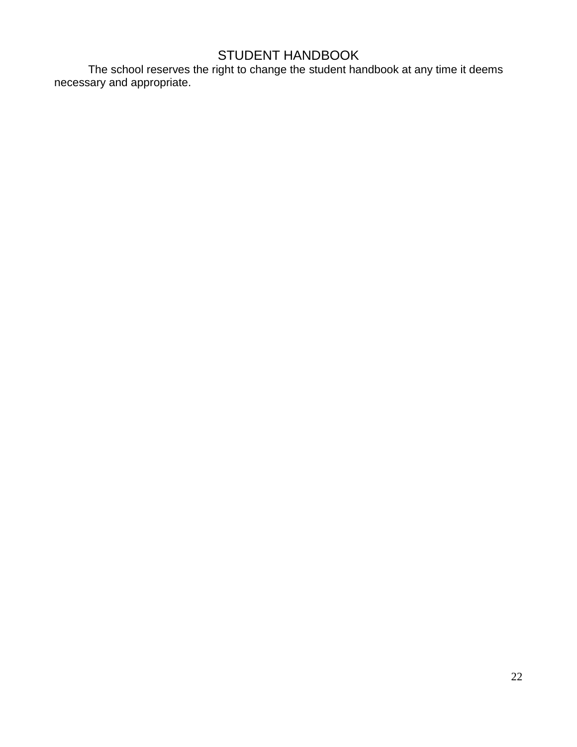# STUDENT HANDBOOK

The school reserves the right to change the student handbook at any time it deems necessary and appropriate.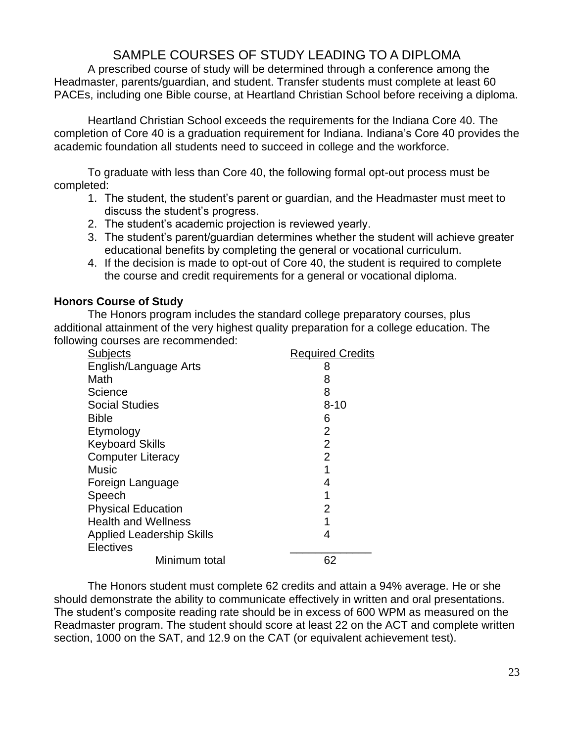# SAMPLE COURSES OF STUDY LEADING TO A DIPLOMA

A prescribed course of study will be determined through a conference among the Headmaster, parents/guardian, and student. Transfer students must complete at least 60 PACEs, including one Bible course, at Heartland Christian School before receiving a diploma.

Heartland Christian School exceeds the requirements for the Indiana Core 40. The completion of Core 40 is a graduation requirement for Indiana. Indiana's Core 40 provides the academic foundation all students need to succeed in college and the workforce.

To graduate with less than Core 40, the following formal opt-out process must be completed:

1. The student, the student's parent or guardian, and the Headmaster must meet to discuss the student's progress.
2. The student's academic projection is reviewed yearly.
3. The student's parent/guardian determines whether the student will achieve greater educational benefits by completing the general or vocational curriculum.
4. If the decision is made to opt-out of Core 40, the student is required to complete the course and credit requirements for a general or vocational diploma.

**Honors Course of Study**

The Honors program includes the standard college preparatory courses, plus additional attainment of the very highest quality preparation for a college education. The following courses are recommended:

| Subjects | Required Credits |
| --- | --- |
| English/Language Arts | 8 |
| Math | 8 |
| Science | 8 |
| Social Studies | 8-10 |
| Bible | 6 |
| Etymology | 2 |
| Keyboard Skills | 2 |
| Computer Literacy | 2 |
| Music | 1 |
| Foreign Language | 4 |
| Speech | 1 |
| Physical Education | 2 |
| Health and Wellness | 1 |
| Applied Leadership Skills | 4 |
| Electives | |
| Minimum total | 62 |

The Honors student must complete 62 credits and attain a 94% average. He or she should demonstrate the ability to communicate effectively in written and oral presentations. The student's composite reading rate should be in excess of 600 WPM as measured on the Readmaster program. The student should score at least 22 on the ACT and complete written section, 1000 on the SAT, and 12.9 on the CAT (or equivalent achievement test).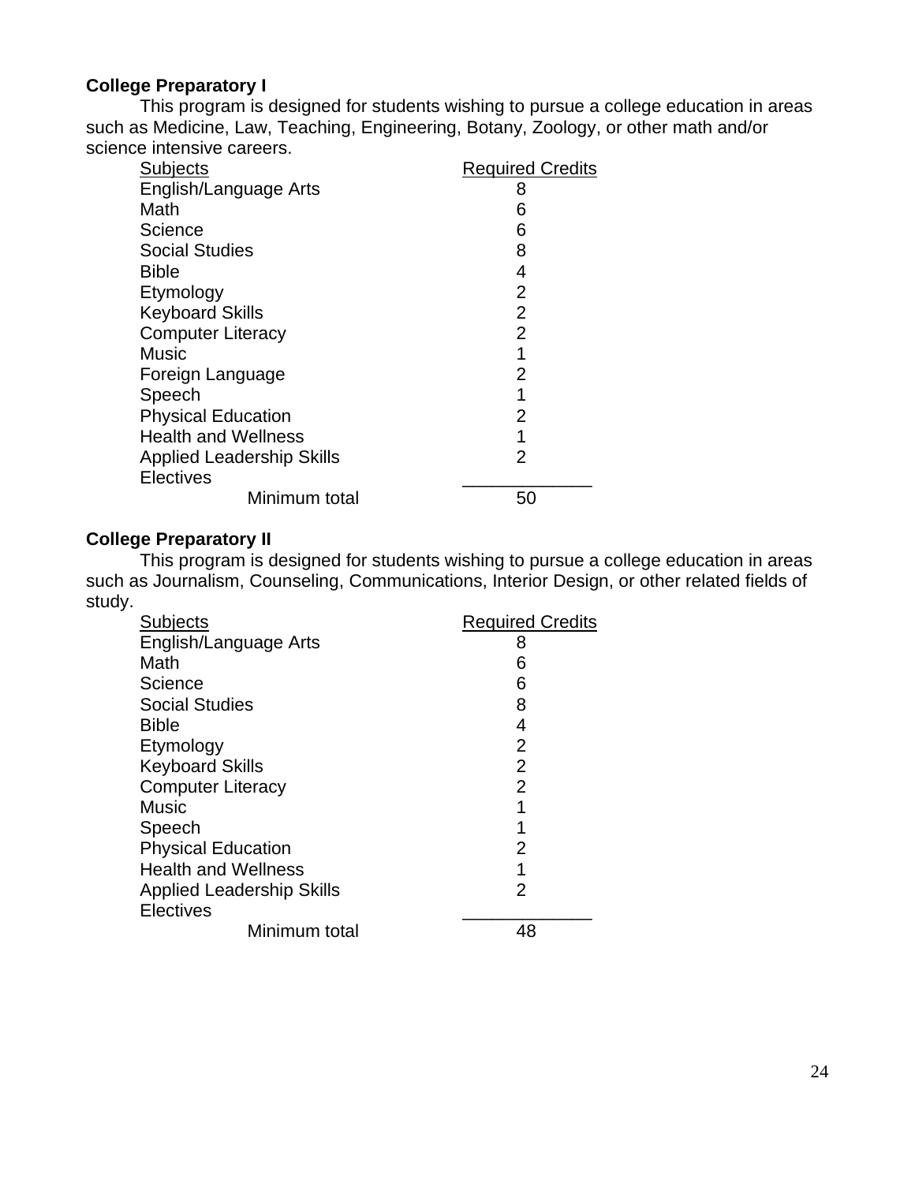### College Preparatory I

This program is designed for students wishing to pursue a college education in areas such as Medicine, Law, Teaching, Engineering, Botany, Zoology, or other math and/or science intensive careers.

| Subjects | Required Credits |
|---|---|
| English/Language Arts | 8 |
| Math | 6 |
| Science | 6 |
| Social Studies | 8 |
| Bible | 4 |
| Etymology | 2 |
| Keyboard Skills | 2 |
| Computer Literacy | 2 |
| Music | 1 |
| Foreign Language | 2 |
| Speech | 1 |
| Physical Education | 2 |
| Health and Wellness | 1 |
| Applied Leadership Skills | 2 |
| Electives | |
| Minimum total | 50 |

### College Preparatory II

This program is designed for students wishing to pursue a college education in areas such as Journalism, Counseling, Communications, Interior Design, or other related fields of study.

| Subjects | Required Credits |
|---|---|
| English/Language Arts | 8 |
| Math | 6 |
| Science | 6 |
| Social Studies | 8 |
| Bible | 4 |
| Etymology | 2 |
| Keyboard Skills | 2 |
| Computer Literacy | 2 |
| Music | 1 |
| Speech | 1 |
| Physical Education | 2 |
| Health and Wellness | 1 |
| Applied Leadership Skills | 2 |
| Electives | |
| Minimum total | 48 |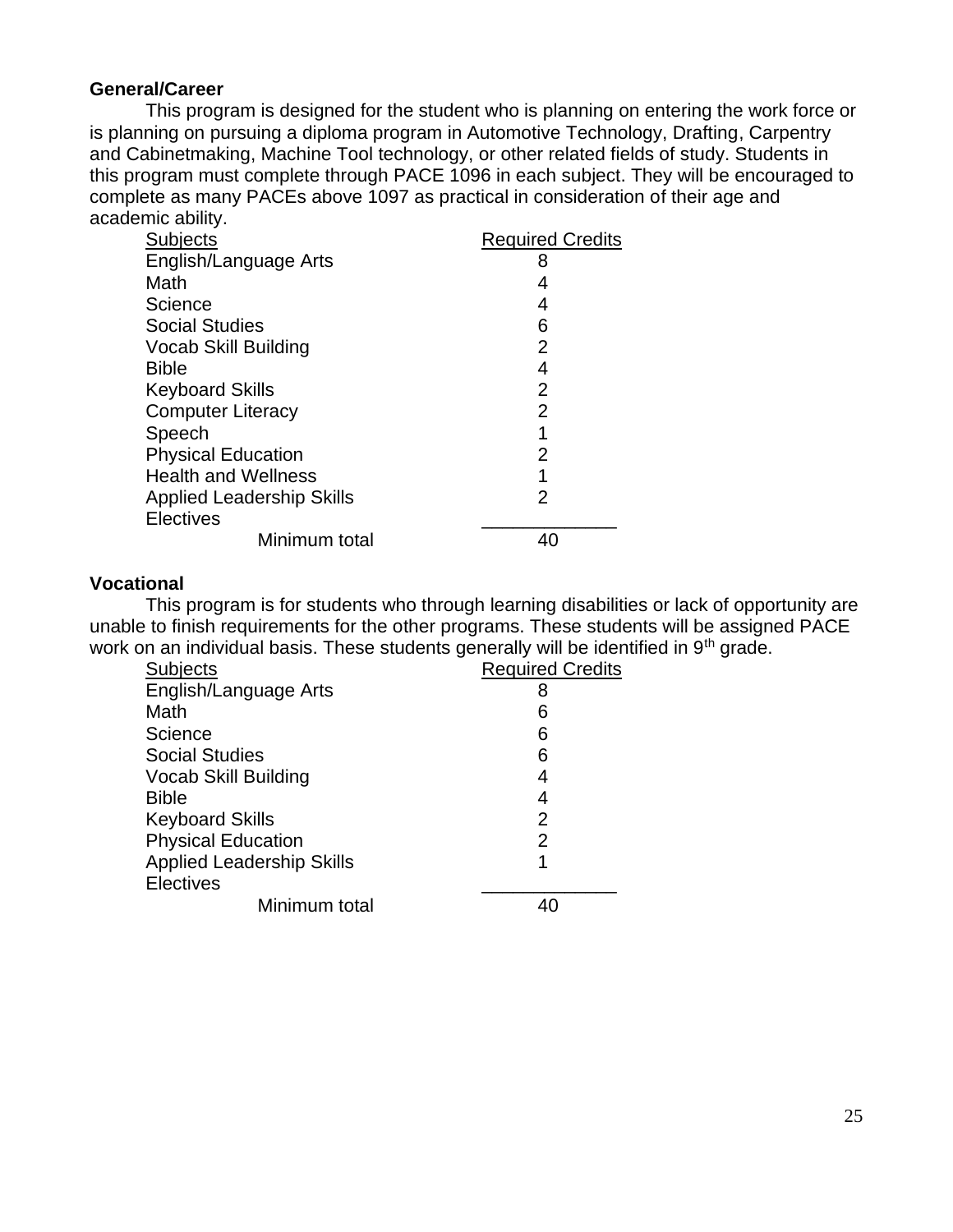**General/Career**

This program is designed for the student who is planning on entering the work force or is planning on pursuing a diploma program in Automotive Technology, Drafting, Carpentry and Cabinetmaking, Machine Tool technology, or other related fields of study. Students in this program must complete through PACE 1096 in each subject. They will be encouraged to complete as many PACEs above 1097 as practical in consideration of their age and academic ability.

| Subjects | Required Credits |
|---|---|
| English/Language Arts | 8 |
| Math | 4 |
| Science | 4 |
| Social Studies | 6 |
| Vocab Skill Building | 2 |
| Bible | 4 |
| Keyboard Skills | 2 |
| Computer Literacy | 2 |
| Speech | 1 |
| Physical Education | 2 |
| Health and Wellness | 1 |
| Applied Leadership Skills | 2 |
| Electives | |
| Minimum total | 40 |

**Vocational**

This program is for students who through learning disabilities or lack of opportunity are unable to finish requirements for the other programs. These students will be assigned PACE work on an individual basis. These students generally will be identified in 9th grade.

| Subjects | Required Credits |
|---|---|
| English/Language Arts | 8 |
| Math | 6 |
| Science | 6 |
| Social Studies | 6 |
| Vocab Skill Building | 4 |
| Bible | 4 |
| Keyboard Skills | 2 |
| Physical Education | 2 |
| Applied Leadership Skills | 1 |
| Electives | |
| Minimum total | 40 |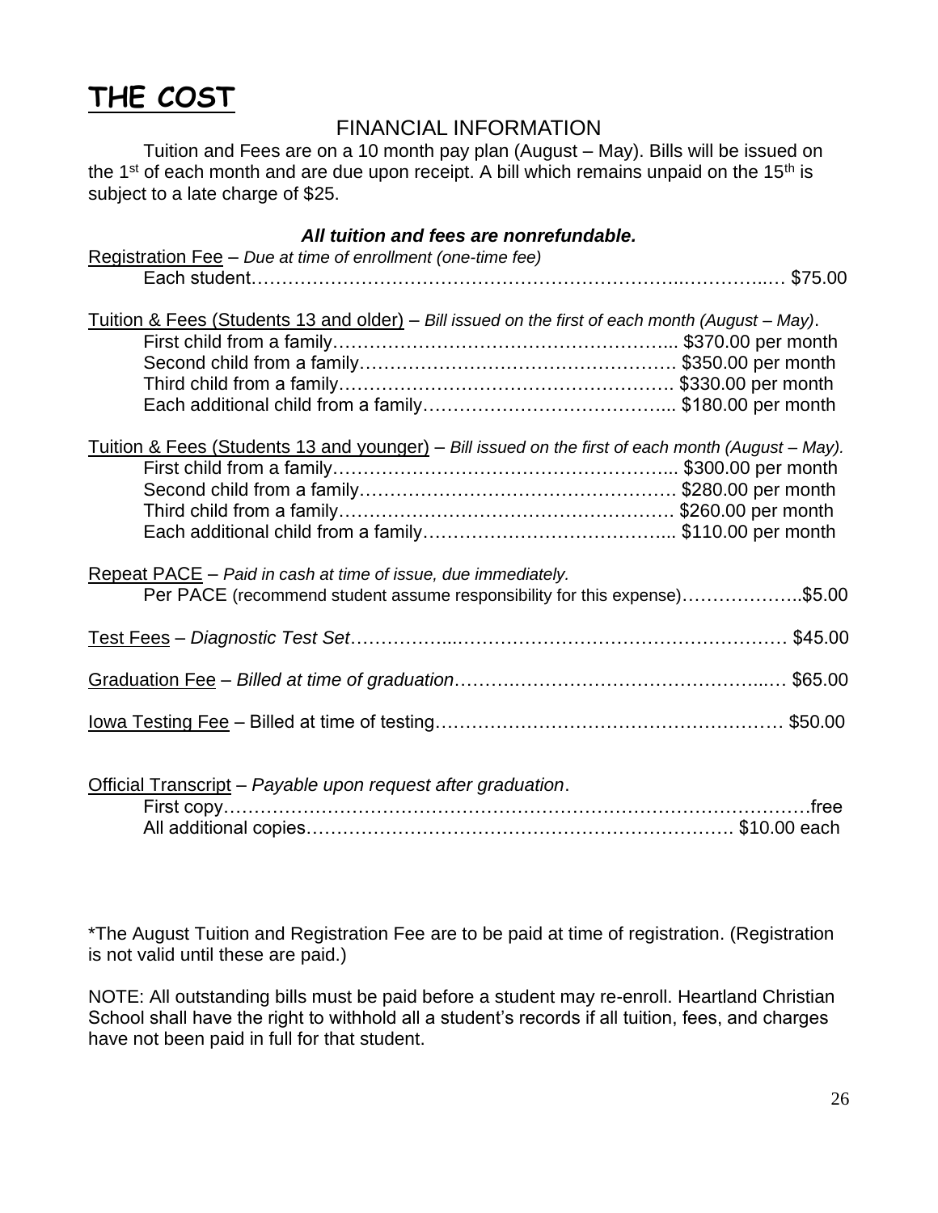# THE COST

## FINANCIAL INFORMATION

Tuition and Fees are on a 10 month pay plan (August – May). Bills will be issued on the 1st of each month and are due upon receipt. A bill which remains unpaid on the 15th is subject to a late charge of $25.

***All tuition and fees are nonrefundable.***

Registration Fee – *Due at time of enrollment (one-time fee)*

Each student………………………………………………………….………….… $75.00

Tuition & Fees (Students 13 and older) – *Bill issued on the first of each month (August – May)*.

First child from a family……………………………………………….. $370.00 per month
Second child from a family……………………………………………. $350.00 per month
Third child from a family………………………………………………. $330.00 per month
Each additional child from a family………………………………….. $180.00 per month

Tuition & Fees (Students 13 and younger) – *Bill issued on the first of each month (August – May).*

First child from a family……………………………………………….. $300.00 per month
Second child from a family……………………………………………. $280.00 per month
Third child from a family………………………………………………. $260.00 per month
Each additional child from a family………………………………….. $110.00 per month

Repeat PACE – *Paid in cash at time of issue, due immediately.*

Per PACE (recommend student assume responsibility for this expense)………………..$5.00

Test Fees – *Diagnostic Test Set*…………….………………………………………… $45.00

Graduation Fee – *Billed at time of graduation*…………………………………….…… $65.00

Iowa Testing Fee – Billed at time of testing………………………………………………… $50.00

Official Transcript – *Payable upon request after graduation*.

First copy………………………………………………………………………………….free
All additional copies……………………………………………………………. $10.00 each

*The August Tuition and Registration Fee are to be paid at time of registration. (Registration is not valid until these are paid.)

NOTE: All outstanding bills must be paid before a student may re-enroll. Heartland Christian School shall have the right to withhold all a student's records if all tuition, fees, and charges have not been paid in full for that student.